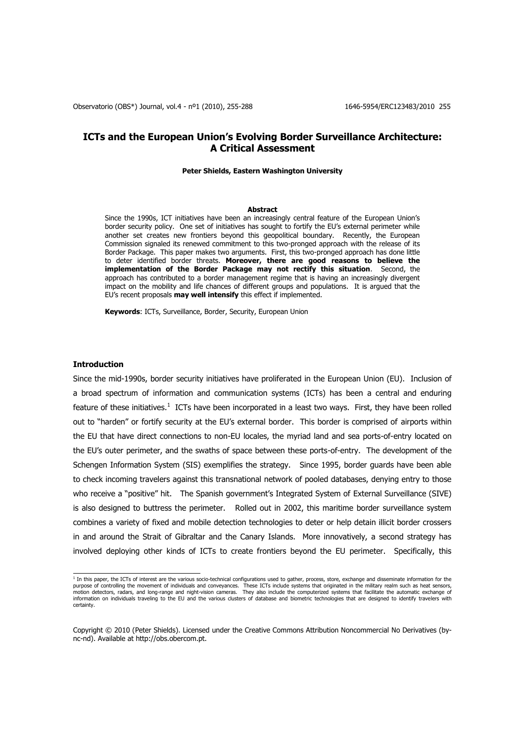# ICTs and the European Union's Evolving Border Surveillance Architecture: A Critical Assessment

**Peter Shields, Eastern Washington University**

### Abstract

Since the 1990s, ICT initiatives have been an increasingly central feature of the European Union's border security policy. One set of initiatives has sought to fortify the EU's external perimeter while another set creates new frontiers beyond this geopolitical boundary. Recently, the European Commission signaled its renewed commitment to this two-pronged approach with the release of its Border Package. This paper makes two arguments. First, this two-pronged approach has done little to deter identified border threats. **Moreover, there are good reasons to believe the implementation of the Border Package may not rectify this situation**. Second, the approach has contributed to a border management regime that is having an increasingly divergent impact on the mobility and life chances of different groups and populations. It is argued that the EU's recent proposals **may well intensify** this effect if implemented.

**Keywords**: ICTs, Surveillance, Border, Security, European Union

## Introduction

Since the mid-1990s, border security initiatives have proliferated in the European Union (EU). Inclusion of a broad spectrum of information and communication systems (ICTs) has been a central and enduring feature of these initiatives.[1] ICTs have been incorporated in a least two ways. First, they have been rolled out to "harden" or fortify security at the EU's external border. This border is comprised of airports within the EU that have direct connections to non-EU locales, the myriad land and sea ports-of-entry located on the EU's outer perimeter, and the swaths of space between these ports-of-entry. The development of the Schengen Information System (SIS) exemplifies the strategy. Since 1995, border guards have been able to check incoming travelers against this transnational network of pooled databases, denying entry to those who receive a "positive" hit. The Spanish government's Integrated System of External Surveillance (SIVE) is also designed to buttress the perimeter. Rolled out in 2002, this maritime border surveillance system combines a variety of fixed and mobile detection technologies to deter or help detain illicit border crossers in and around the Strait of Gibraltar and the Canary Islands. More innovatively, a second strategy has involved deploying other kinds of ICTs to create frontiers beyond the EU perimeter. Specifically, this

[1] In this paper, the ICTs of interest are the various socio-technical configurations used to gather, process, store, exchange and disseminate information for the purpose of controlling the movement of individuals and conveyances. These ICTs include systems that originated in the military realm such as heat sensors, motion detectors, radars, and long-range and night-vision cameras. They also include the computerized systems that facilitate the automatic exchange of information on individuals traveling to the EU and the various clusters of database and biometric technologies that are designed to identify travelers with certainty.

Copyright © 2010 (Peter Shields). Licensed under the Creative Commons Attribution Noncommercial No Derivatives (by-nc-nd). Available at http://obs.obercom.pt.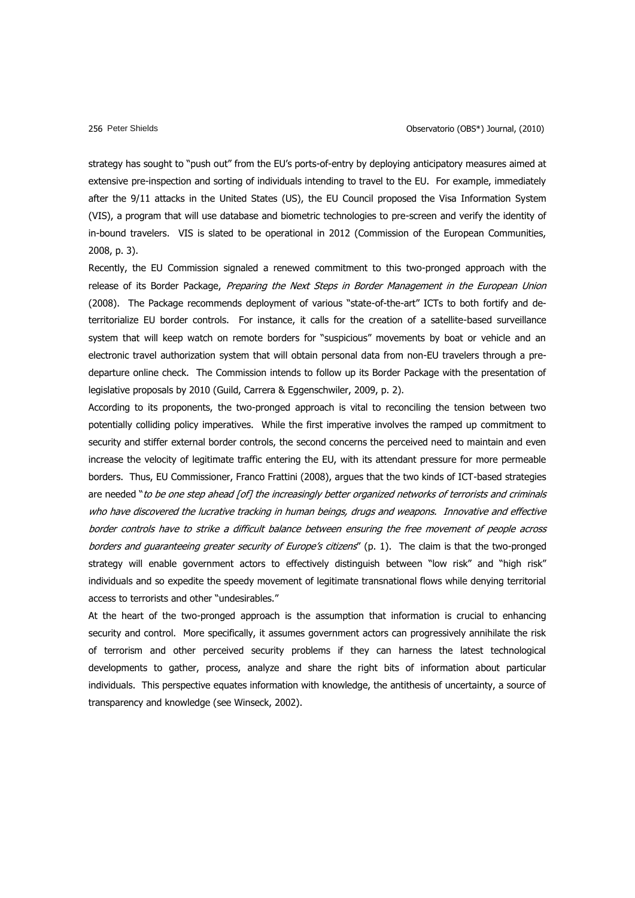strategy has sought to "push out" from the EU's ports-of-entry by deploying anticipatory measures aimed at extensive pre-inspection and sorting of individuals intending to travel to the EU. For example, immediately after the 9/11 attacks in the United States (US), the EU Council proposed the Visa Information System (VIS), a program that will use database and biometric technologies to pre-screen and verify the identity of in-bound travelers. VIS is slated to be operational in 2012 (Commission of the European Communities, 2008, p. 3).

Recently, the EU Commission signaled a renewed commitment to this two-pronged approach with the release of its Border Package, *Preparing the Next Steps in Border Management in the European Union* (2008). The Package recommends deployment of various "state-of-the-art" ICTs to both fortify and de-territorialize EU border controls. For instance, it calls for the creation of a satellite-based surveillance system that will keep watch on remote borders for "suspicious" movements by boat or vehicle and an electronic travel authorization system that will obtain personal data from non-EU travelers through a pre-departure online check. The Commission intends to follow up its Border Package with the presentation of legislative proposals by 2010 (Guild, Carrera & Eggenschwiler, 2009, p. 2).

According to its proponents, the two-pronged approach is vital to reconciling the tension between two potentially colliding policy imperatives. While the first imperative involves the ramped up commitment to security and stiffer external border controls, the second concerns the perceived need to maintain and even increase the velocity of legitimate traffic entering the EU, with its attendant pressure for more permeable borders. Thus, EU Commissioner, Franco Frattini (2008), argues that the two kinds of ICT-based strategies are needed "*to be one step ahead [of] the increasingly better organized networks of terrorists and criminals who have discovered the lucrative tracking in human beings, drugs and weapons. Innovative and effective border controls have to strike a difficult balance between ensuring the free movement of people across borders and guaranteeing greater security of Europe's citizens*" (p. 1). The claim is that the two-pronged strategy will enable government actors to effectively distinguish between "low risk" and "high risk" individuals and so expedite the speedy movement of legitimate transnational flows while denying territorial access to terrorists and other "undesirables."

At the heart of the two-pronged approach is the assumption that information is crucial to enhancing security and control. More specifically, it assumes government actors can progressively annihilate the risk of terrorism and other perceived security problems if they can harness the latest technological developments to gather, process, analyze and share the right bits of information about particular individuals. This perspective equates information with knowledge, the antithesis of uncertainty, a source of transparency and knowledge (see Winseck, 2002).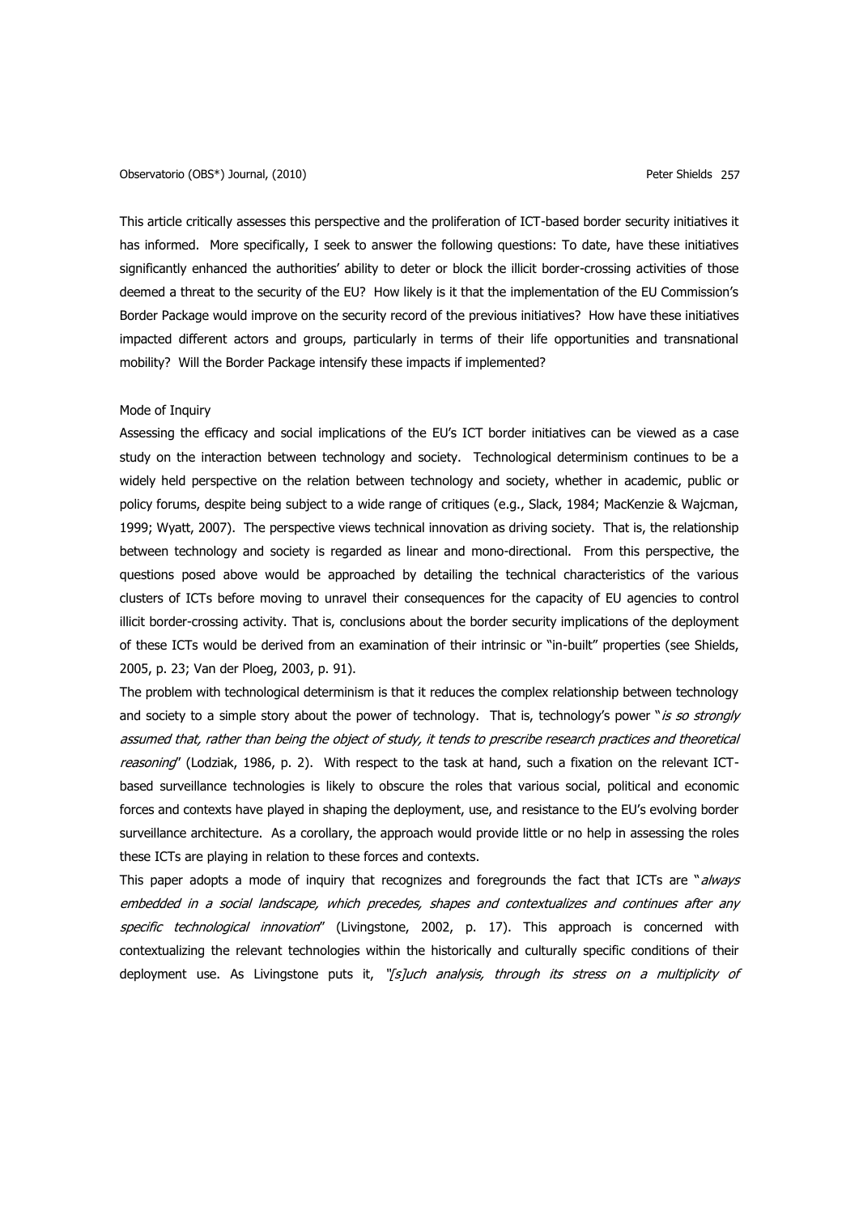This article critically assesses this perspective and the proliferation of ICT-based border security initiatives it has informed. More specifically, I seek to answer the following questions: To date, have these initiatives significantly enhanced the authorities' ability to deter or block the illicit border-crossing activities of those deemed a threat to the security of the EU? How likely is it that the implementation of the EU Commission's Border Package would improve on the security record of the previous initiatives? How have these initiatives impacted different actors and groups, particularly in terms of their life opportunities and transnational mobility? Will the Border Package intensify these impacts if implemented?

## Mode of Inquiry

Assessing the efficacy and social implications of the EU's ICT border initiatives can be viewed as a case study on the interaction between technology and society. Technological determinism continues to be a widely held perspective on the relation between technology and society, whether in academic, public or policy forums, despite being subject to a wide range of critiques (e.g., Slack, 1984; MacKenzie & Wajcman, 1999; Wyatt, 2007). The perspective views technical innovation as driving society. That is, the relationship between technology and society is regarded as linear and mono-directional. From this perspective, the questions posed above would be approached by detailing the technical characteristics of the various clusters of ICTs before moving to unravel their consequences for the capacity of EU agencies to control illicit border-crossing activity. That is, conclusions about the border security implications of the deployment of these ICTs would be derived from an examination of their intrinsic or "in-built" properties (see Shields, 2005, p. 23; Van der Ploeg, 2003, p. 91).

The problem with technological determinism is that it reduces the complex relationship between technology and society to a simple story about the power of technology. That is, technology's power "*is so strongly assumed that, rather than being the object of study, it tends to prescribe research practices and theoretical reasoning*" (Lodziak, 1986, p. 2). With respect to the task at hand, such a fixation on the relevant ICT-based surveillance technologies is likely to obscure the roles that various social, political and economic forces and contexts have played in shaping the deployment, use, and resistance to the EU's evolving border surveillance architecture. As a corollary, the approach would provide little or no help in assessing the roles these ICTs are playing in relation to these forces and contexts.

This paper adopts a mode of inquiry that recognizes and foregrounds the fact that ICTs are "*always embedded in a social landscape, which precedes, shapes and contextualizes and continues after any specific technological innovation*" (Livingstone, 2002, p. 17). This approach is concerned with contextualizing the relevant technologies within the historically and culturally specific conditions of their deployment use. As Livingstone puts it, *"[s]uch analysis, through its stress on a multiplicity of*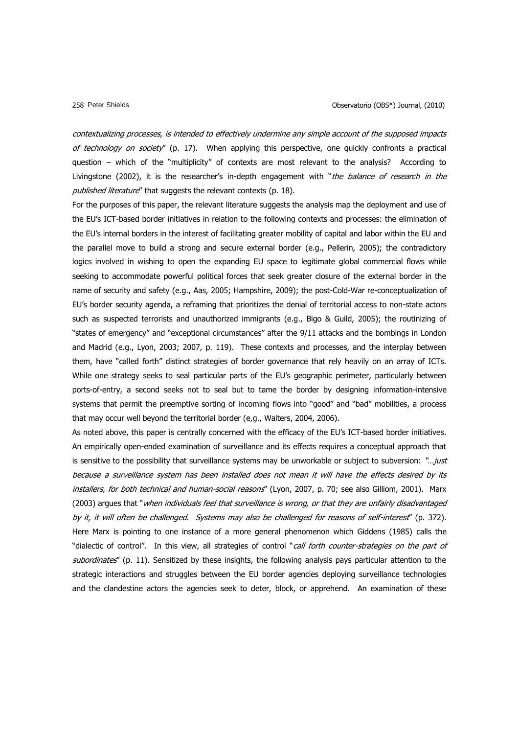*contextualizing processes, is intended to effectively undermine any simple account of the supposed impacts of technology on society*" (p. 17). When applying this perspective, one quickly confronts a practical question – which of the "multiplicity" of contexts are most relevant to the analysis? According to Livingstone (2002), it is the researcher's in-depth engagement with "*the balance of research in the published literature*" that suggests the relevant contexts (p. 18).

For the purposes of this paper, the relevant literature suggests the analysis map the deployment and use of the EU's ICT-based border initiatives in relation to the following contexts and processes: the elimination of the EU's internal borders in the interest of facilitating greater mobility of capital and labor within the EU and the parallel move to build a strong and secure external border (e.g., Pellerin, 2005); the contradictory logics involved in wishing to open the expanding EU space to legitimate global commercial flows while seeking to accommodate powerful political forces that seek greater closure of the external border in the name of security and safety (e.g., Aas, 2005; Hampshire, 2009); the post-Cold-War re-conceptualization of EU's border security agenda, a reframing that prioritizes the denial of territorial access to non-state actors such as suspected terrorists and unauthorized immigrants (e.g., Bigo & Guild, 2005); the routinizing of "states of emergency" and "exceptional circumstances" after the 9/11 attacks and the bombings in London and Madrid (e.g., Lyon, 2003; 2007, p. 119). These contexts and processes, and the interplay between them, have "called forth" distinct strategies of border governance that rely heavily on an array of ICTs. While one strategy seeks to seal particular parts of the EU's geographic perimeter, particularly between ports-of-entry, a second seeks not to seal but to tame the border by designing information-intensive systems that permit the preemptive sorting of incoming flows into "good" and "bad" mobilities, a process that may occur well beyond the territorial border (e,g., Walters, 2004, 2006).

As noted above, this paper is centrally concerned with the efficacy of the EU's ICT-based border initiatives. An empirically open-ended examination of surveillance and its effects requires a conceptual approach that is sensitive to the possibility that surveillance systems may be unworkable or subject to subversion: "*…just because a surveillance system has been installed does not mean it will have the effects desired by its installers, for both technical and human-social reasons*" (Lyon, 2007, p. 70; see also Gilliom, 2001). Marx (2003) argues that "*when individuals feel that surveillance is wrong, or that they are unfairly disadvantaged by it, it will often be challenged. Systems may also be challenged for reasons of self-interest*" (p. 372). Here Marx is pointing to one instance of a more general phenomenon which Giddens (1985) calls the "dialectic of control". In this view, all strategies of control "*call forth counter-strategies on the part of subordinates*" (p. 11). Sensitized by these insights, the following analysis pays particular attention to the strategic interactions and struggles between the EU border agencies deploying surveillance technologies and the clandestine actors the agencies seek to deter, block, or apprehend. An examination of these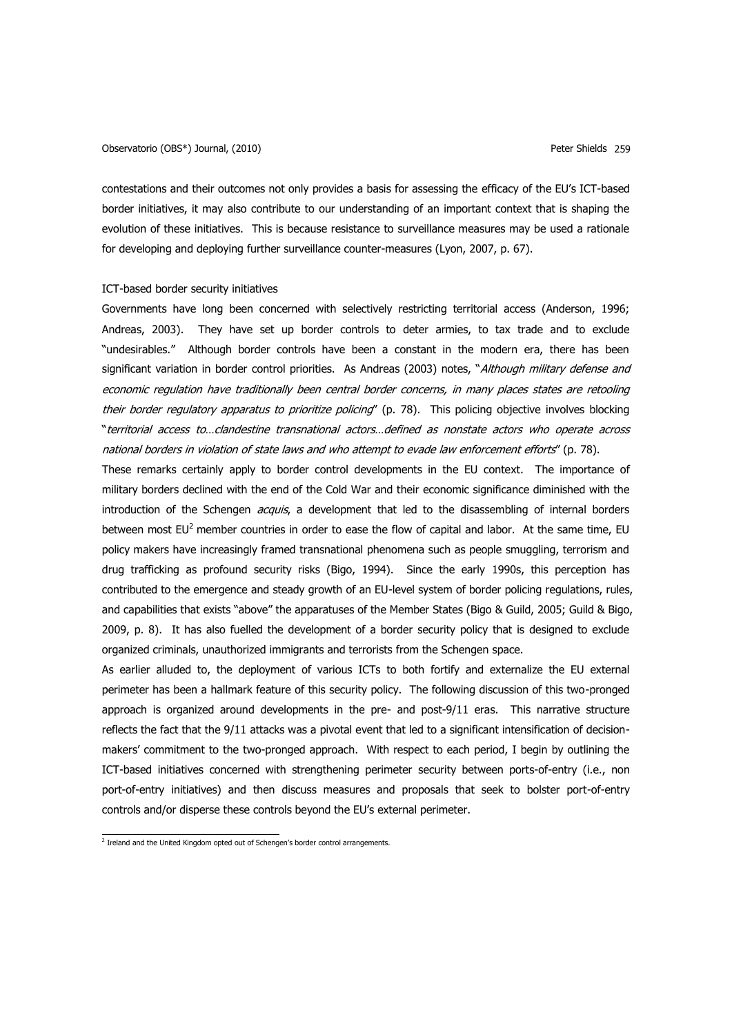contestations and their outcomes not only provides a basis for assessing the efficacy of the EU's ICT-based border initiatives, it may also contribute to our understanding of an important context that is shaping the evolution of these initiatives. This is because resistance to surveillance measures may be used a rationale for developing and deploying further surveillance counter-measures (Lyon, 2007, p. 67).

## ICT-based border security initiatives

Governments have long been concerned with selectively restricting territorial access (Anderson, 1996; Andreas, 2003). They have set up border controls to deter armies, to tax trade and to exclude "undesirables." Although border controls have been a constant in the modern era, there has been significant variation in border control priorities. As Andreas (2003) notes, "*Although military defense and economic regulation have traditionally been central border concerns, in many places states are retooling their border regulatory apparatus to prioritize policing*" (p. 78). This policing objective involves blocking "*territorial access to…clandestine transnational actors…defined as nonstate actors who operate across national borders in violation of state laws and who attempt to evade law enforcement efforts*" (p. 78).

These remarks certainly apply to border control developments in the EU context. The importance of military borders declined with the end of the Cold War and their economic significance diminished with the introduction of the Schengen *acquis*, a development that led to the disassembling of internal borders between most EU[2] member countries in order to ease the flow of capital and labor. At the same time, EU policy makers have increasingly framed transnational phenomena such as people smuggling, terrorism and drug trafficking as profound security risks (Bigo, 1994). Since the early 1990s, this perception has contributed to the emergence and steady growth of an EU-level system of border policing regulations, rules, and capabilities that exists "above" the apparatuses of the Member States (Bigo & Guild, 2005; Guild & Bigo, 2009, p. 8). It has also fuelled the development of a border security policy that is designed to exclude organized criminals, unauthorized immigrants and terrorists from the Schengen space.

As earlier alluded to, the deployment of various ICTs to both fortify and externalize the EU external perimeter has been a hallmark feature of this security policy. The following discussion of this two-pronged approach is organized around developments in the pre- and post-9/11 eras. This narrative structure reflects the fact that the 9/11 attacks was a pivotal event that led to a significant intensification of decision-makers' commitment to the two-pronged approach. With respect to each period, I begin by outlining the ICT-based initiatives concerned with strengthening perimeter security between ports-of-entry (i.e., non port-of-entry initiatives) and then discuss measures and proposals that seek to bolster port-of-entry controls and/or disperse these controls beyond the EU's external perimeter.

[2] Ireland and the United Kingdom opted out of Schengen's border control arrangements.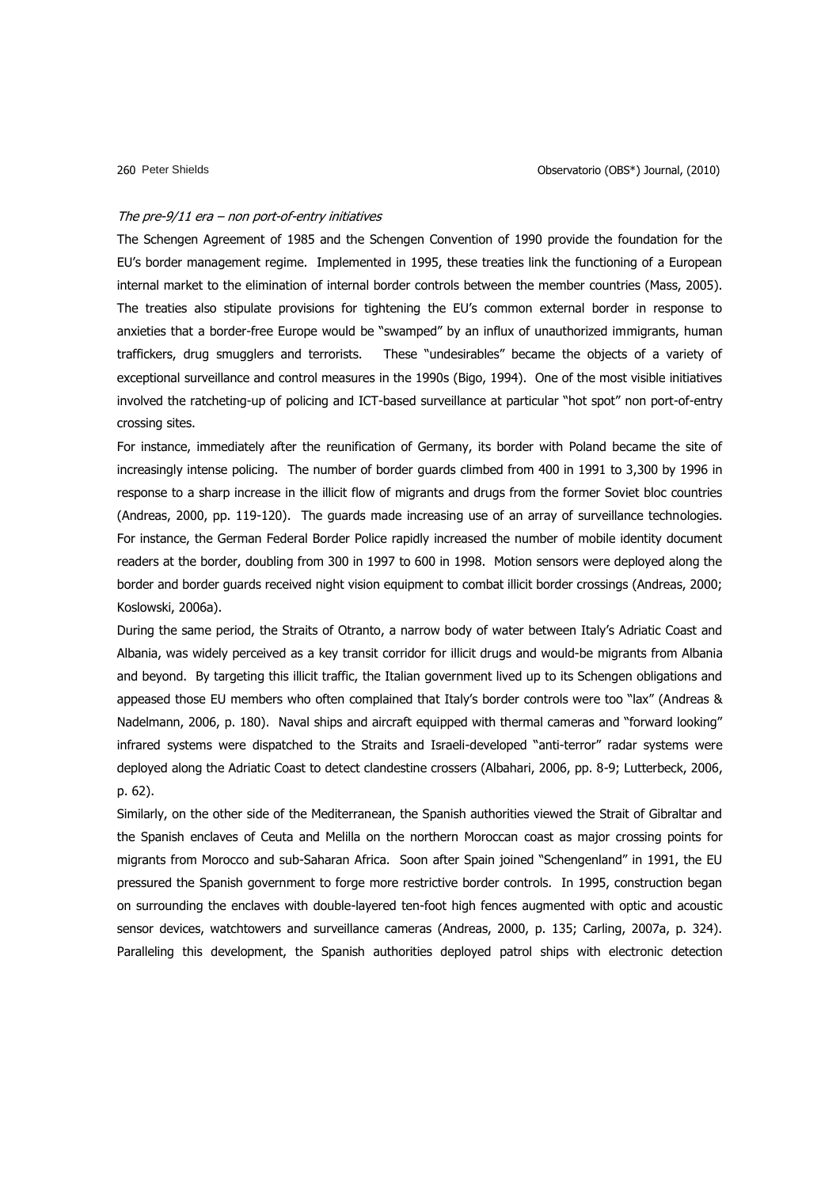*The pre-9/11 era – non port-of-entry initiatives*

The Schengen Agreement of 1985 and the Schengen Convention of 1990 provide the foundation for the EU's border management regime. Implemented in 1995, these treaties link the functioning of a European internal market to the elimination of internal border controls between the member countries (Mass, 2005). The treaties also stipulate provisions for tightening the EU's common external border in response to anxieties that a border-free Europe would be "swamped" by an influx of unauthorized immigrants, human traffickers, drug smugglers and terrorists. These "undesirables" became the objects of a variety of exceptional surveillance and control measures in the 1990s (Bigo, 1994). One of the most visible initiatives involved the ratcheting-up of policing and ICT-based surveillance at particular "hot spot" non port-of-entry crossing sites.

For instance, immediately after the reunification of Germany, its border with Poland became the site of increasingly intense policing. The number of border guards climbed from 400 in 1991 to 3,300 by 1996 in response to a sharp increase in the illicit flow of migrants and drugs from the former Soviet bloc countries (Andreas, 2000, pp. 119-120). The guards made increasing use of an array of surveillance technologies. For instance, the German Federal Border Police rapidly increased the number of mobile identity document readers at the border, doubling from 300 in 1997 to 600 in 1998. Motion sensors were deployed along the border and border guards received night vision equipment to combat illicit border crossings (Andreas, 2000; Koslowski, 2006a).

During the same period, the Straits of Otranto, a narrow body of water between Italy's Adriatic Coast and Albania, was widely perceived as a key transit corridor for illicit drugs and would-be migrants from Albania and beyond. By targeting this illicit traffic, the Italian government lived up to its Schengen obligations and appeased those EU members who often complained that Italy's border controls were too "lax" (Andreas & Nadelmann, 2006, p. 180). Naval ships and aircraft equipped with thermal cameras and "forward looking" infrared systems were dispatched to the Straits and Israeli-developed "anti-terror" radar systems were deployed along the Adriatic Coast to detect clandestine crossers (Albahari, 2006, pp. 8-9; Lutterbeck, 2006, p. 62).

Similarly, on the other side of the Mediterranean, the Spanish authorities viewed the Strait of Gibraltar and the Spanish enclaves of Ceuta and Melilla on the northern Moroccan coast as major crossing points for migrants from Morocco and sub-Saharan Africa. Soon after Spain joined "Schengenland" in 1991, the EU pressured the Spanish government to forge more restrictive border controls. In 1995, construction began on surrounding the enclaves with double-layered ten-foot high fences augmented with optic and acoustic sensor devices, watchtowers and surveillance cameras (Andreas, 2000, p. 135; Carling, 2007a, p. 324). Paralleling this development, the Spanish authorities deployed patrol ships with electronic detection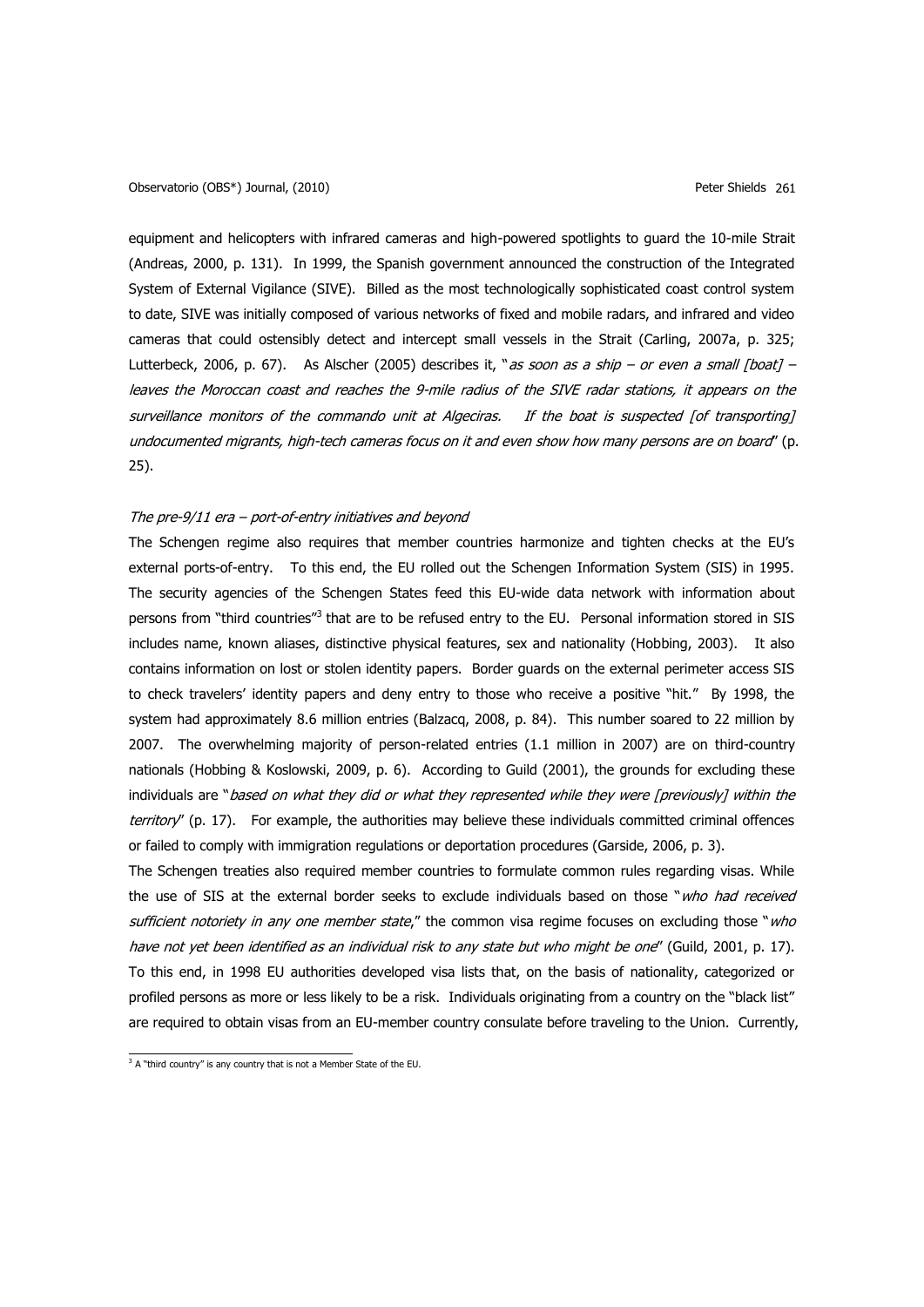equipment and helicopters with infrared cameras and high-powered spotlights to guard the 10-mile Strait (Andreas, 2000, p. 131). In 1999, the Spanish government announced the construction of the Integrated System of External Vigilance (SIVE). Billed as the most technologically sophisticated coast control system to date, SIVE was initially composed of various networks of fixed and mobile radars, and infrared and video cameras that could ostensibly detect and intercept small vessels in the Strait (Carling, 2007a, p. 325; Lutterbeck, 2006, p. 67). As Alscher (2005) describes it, "*as soon as a ship – or even a small [boat] – leaves the Moroccan coast and reaches the 9-mile radius of the SIVE radar stations, it appears on the surveillance monitors of the commando unit at Algeciras. If the boat is suspected [of transporting] undocumented migrants, high-tech cameras focus on it and even show how many persons are on board*" (p. 25).

*The pre-9/11 era – port-of-entry initiatives and beyond*

The Schengen regime also requires that member countries harmonize and tighten checks at the EU's external ports-of-entry. To this end, the EU rolled out the Schengen Information System (SIS) in 1995. The security agencies of the Schengen States feed this EU-wide data network with information about persons from "third countries"[3] that are to be refused entry to the EU. Personal information stored in SIS includes name, known aliases, distinctive physical features, sex and nationality (Hobbing, 2003). It also contains information on lost or stolen identity papers. Border guards on the external perimeter access SIS to check travelers' identity papers and deny entry to those who receive a positive "hit." By 1998, the system had approximately 8.6 million entries (Balzacq, 2008, p. 84). This number soared to 22 million by 2007. The overwhelming majority of person-related entries (1.1 million in 2007) are on third-country nationals (Hobbing & Koslowski, 2009, p. 6). According to Guild (2001), the grounds for excluding these individuals are "*based on what they did or what they represented while they were [previously] within the territory*" (p. 17). For example, the authorities may believe these individuals committed criminal offences or failed to comply with immigration regulations or deportation procedures (Garside, 2006, p. 3).

The Schengen treaties also required member countries to formulate common rules regarding visas. While the use of SIS at the external border seeks to exclude individuals based on those "*who had received sufficient notoriety in any one member state*," the common visa regime focuses on excluding those "*who have not yet been identified as an individual risk to any state but who might be one*" (Guild, 2001, p. 17). To this end, in 1998 EU authorities developed visa lists that, on the basis of nationality, categorized or profiled persons as more or less likely to be a risk. Individuals originating from a country on the "black list" are required to obtain visas from an EU-member country consulate before traveling to the Union. Currently,

[3] A "third country" is any country that is not a Member State of the EU.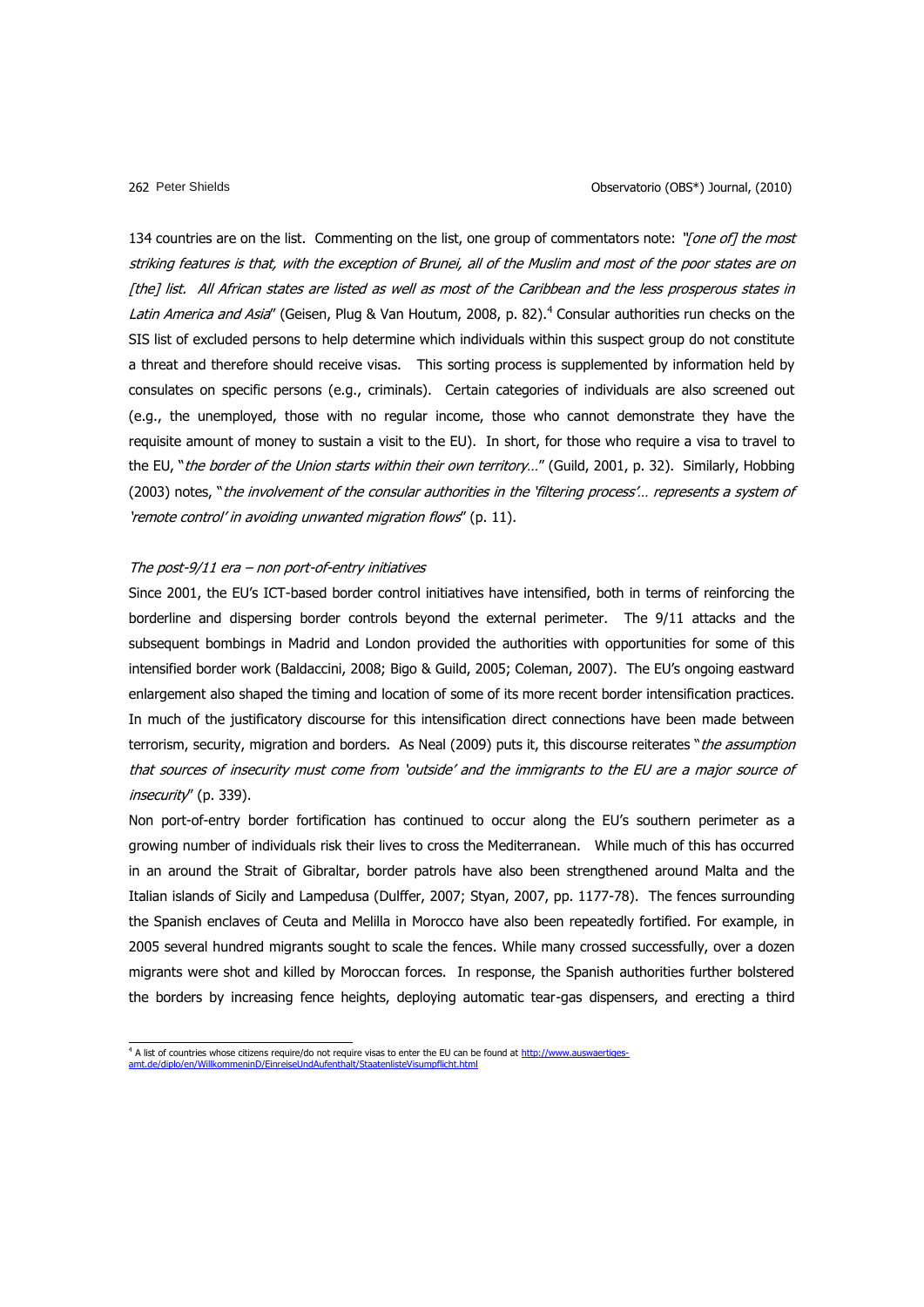134 countries are on the list. Commenting on the list, one group of commentators note: *"[one of] the most striking features is that, with the exception of Brunei, all of the Muslim and most of the poor states are on [the] list. All African states are listed as well as most of the Caribbean and the less prosperous states in Latin America and Asia*" (Geisen, Plug & Van Houtum, 2008, p. 82).[4] Consular authorities run checks on the SIS list of excluded persons to help determine which individuals within this suspect group do not constitute a threat and therefore should receive visas. This sorting process is supplemented by information held by consulates on specific persons (e.g., criminals). Certain categories of individuals are also screened out (e.g., the unemployed, those with no regular income, those who cannot demonstrate they have the requisite amount of money to sustain a visit to the EU). In short, for those who require a visa to travel to the EU, "*the border of the Union starts within their own territory…*" (Guild, 2001, p. 32). Similarly, Hobbing (2003) notes, "*the involvement of the consular authorities in the 'filtering process'… represents a system of 'remote control' in avoiding unwanted migration flows*" (p. 11).

*The post-9/11 era – non port-of-entry initiatives*

Since 2001, the EU's ICT-based border control initiatives have intensified, both in terms of reinforcing the borderline and dispersing border controls beyond the external perimeter. The 9/11 attacks and the subsequent bombings in Madrid and London provided the authorities with opportunities for some of this intensified border work (Baldaccini, 2008; Bigo & Guild, 2005; Coleman, 2007). The EU's ongoing eastward enlargement also shaped the timing and location of some of its more recent border intensification practices. In much of the justificatory discourse for this intensification direct connections have been made between terrorism, security, migration and borders. As Neal (2009) puts it, this discourse reiterates "*the assumption that sources of insecurity must come from 'outside' and the immigrants to the EU are a major source of insecurity*" (p. 339).

Non port-of-entry border fortification has continued to occur along the EU's southern perimeter as a growing number of individuals risk their lives to cross the Mediterranean. While much of this has occurred in an around the Strait of Gibraltar, border patrols have also been strengthened around Malta and the Italian islands of Sicily and Lampedusa (Dulffer, 2007; Styan, 2007, pp. 1177-78). The fences surrounding the Spanish enclaves of Ceuta and Melilla in Morocco have also been repeatedly fortified. For example, in 2005 several hundred migrants sought to scale the fences. While many crossed successfully, over a dozen migrants were shot and killed by Moroccan forces. In response, the Spanish authorities further bolstered the borders by increasing fence heights, deploying automatic tear-gas dispensers, and erecting a third

[4] A list of countries whose citizens require/do not require visas to enter the EU can be found at http://www.auswaertiges-amt.de/diplo/en/WillkommeninD/EinreiseUndAufenthalt/StaatenlisteVisumpflicht.html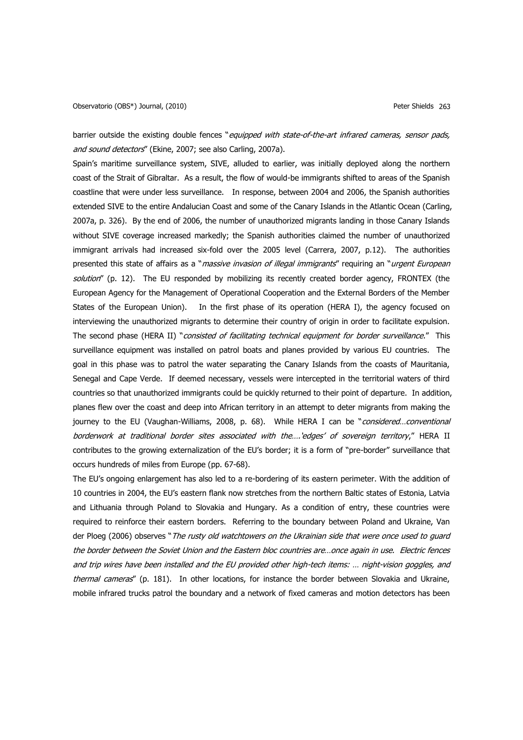barrier outside the existing double fences "*equipped with state-of-the-art infrared cameras, sensor pads, and sound detectors*" (Ekine, 2007; see also Carling, 2007a).

Spain's maritime surveillance system, SIVE, alluded to earlier, was initially deployed along the northern coast of the Strait of Gibraltar. As a result, the flow of would-be immigrants shifted to areas of the Spanish coastline that were under less surveillance. In response, between 2004 and 2006, the Spanish authorities extended SIVE to the entire Andalucian Coast and some of the Canary Islands in the Atlantic Ocean (Carling, 2007a, p. 326). By the end of 2006, the number of unauthorized migrants landing in those Canary Islands without SIVE coverage increased markedly; the Spanish authorities claimed the number of unauthorized immigrant arrivals had increased six-fold over the 2005 level (Carrera, 2007, p.12). The authorities presented this state of affairs as a "*massive invasion of illegal immigrants*" requiring an "*urgent European solution*" (p. 12). The EU responded by mobilizing its recently created border agency, FRONTEX (the European Agency for the Management of Operational Cooperation and the External Borders of the Member States of the European Union). In the first phase of its operation (HERA I), the agency focused on interviewing the unauthorized migrants to determine their country of origin in order to facilitate expulsion. The second phase (HERA II) "*consisted of facilitating technical equipment for border surveillance*." This surveillance equipment was installed on patrol boats and planes provided by various EU countries. The goal in this phase was to patrol the water separating the Canary Islands from the coasts of Mauritania, Senegal and Cape Verde. If deemed necessary, vessels were intercepted in the territorial waters of third countries so that unauthorized immigrants could be quickly returned to their point of departure. In addition, planes flew over the coast and deep into African territory in an attempt to deter migrants from making the journey to the EU (Vaughan-Williams, 2008, p. 68). While HERA I can be "*considered…conventional borderwork at traditional border sites associated with the….'edges' of sovereign territory*," HERA II contributes to the growing externalization of the EU's border; it is a form of "pre-border" surveillance that occurs hundreds of miles from Europe (pp. 67-68).

The EU's ongoing enlargement has also led to a re-bordering of its eastern perimeter. With the addition of 10 countries in 2004, the EU's eastern flank now stretches from the northern Baltic states of Estonia, Latvia and Lithuania through Poland to Slovakia and Hungary. As a condition of entry, these countries were required to reinforce their eastern borders. Referring to the boundary between Poland and Ukraine, Van der Ploeg (2006) observes "*The rusty old watchtowers on the Ukrainian side that were once used to guard the border between the Soviet Union and the Eastern bloc countries are…once again in use. Electric fences and trip wires have been installed and the EU provided other high-tech items: … night-vision goggles, and thermal cameras*" (p. 181). In other locations, for instance the border between Slovakia and Ukraine, mobile infrared trucks patrol the boundary and a network of fixed cameras and motion detectors has been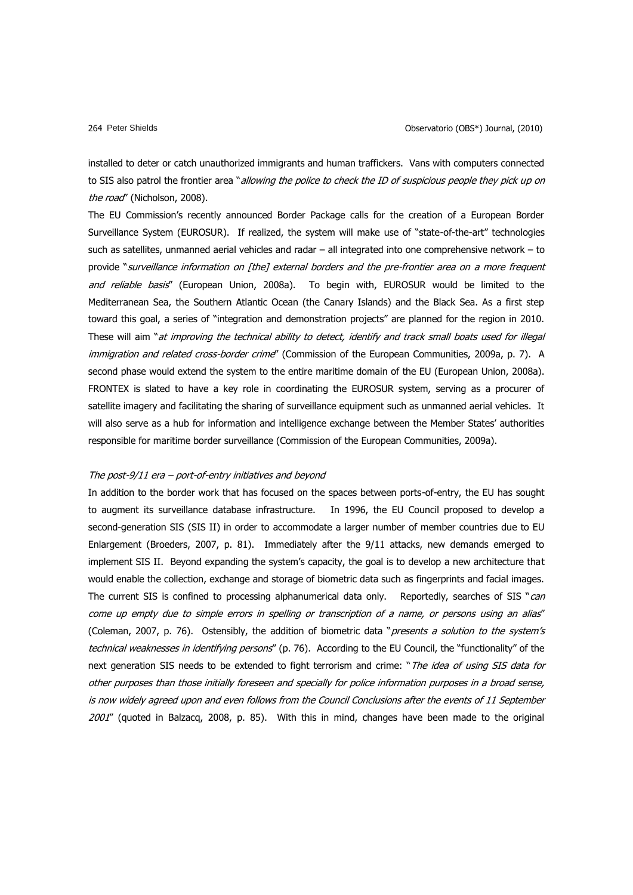installed to deter or catch unauthorized immigrants and human traffickers. Vans with computers connected to SIS also patrol the frontier area "*allowing the police to check the ID of suspicious people they pick up on the road*" (Nicholson, 2008).

The EU Commission's recently announced Border Package calls for the creation of a European Border Surveillance System (EUROSUR). If realized, the system will make use of "state-of-the-art" technologies such as satellites, unmanned aerial vehicles and radar – all integrated into one comprehensive network – to provide "*surveillance information on [the] external borders and the pre-frontier area on a more frequent and reliable basis*" (European Union, 2008a). To begin with, EUROSUR would be limited to the Mediterranean Sea, the Southern Atlantic Ocean (the Canary Islands) and the Black Sea. As a first step toward this goal, a series of "integration and demonstration projects" are planned for the region in 2010. These will aim "*at improving the technical ability to detect, identify and track small boats used for illegal immigration and related cross-border crime*" (Commission of the European Communities, 2009a, p. 7). A second phase would extend the system to the entire maritime domain of the EU (European Union, 2008a). FRONTEX is slated to have a key role in coordinating the EUROSUR system, serving as a procurer of satellite imagery and facilitating the sharing of surveillance equipment such as unmanned aerial vehicles. It will also serve as a hub for information and intelligence exchange between the Member States' authorities responsible for maritime border surveillance (Commission of the European Communities, 2009a).

### *The post-9/11 era – port-of-entry initiatives and beyond*

In addition to the border work that has focused on the spaces between ports-of-entry, the EU has sought to augment its surveillance database infrastructure. In 1996, the EU Council proposed to develop a second-generation SIS (SIS II) in order to accommodate a larger number of member countries due to EU Enlargement (Broeders, 2007, p. 81). Immediately after the 9/11 attacks, new demands emerged to implement SIS II. Beyond expanding the system's capacity, the goal is to develop a new architecture that would enable the collection, exchange and storage of biometric data such as fingerprints and facial images. The current SIS is confined to processing alphanumerical data only. Reportedly, searches of SIS "*can come up empty due to simple errors in spelling or transcription of a name, or persons using an alias*" (Coleman, 2007, p. 76). Ostensibly, the addition of biometric data "*presents a solution to the system's technical weaknesses in identifying persons*" (p. 76). According to the EU Council, the "functionality" of the next generation SIS needs to be extended to fight terrorism and crime: "*The idea of using SIS data for other purposes than those initially foreseen and specially for police information purposes in a broad sense, is now widely agreed upon and even follows from the Council Conclusions after the events of 11 September 2001*" (quoted in Balzacq, 2008, p. 85). With this in mind, changes have been made to the original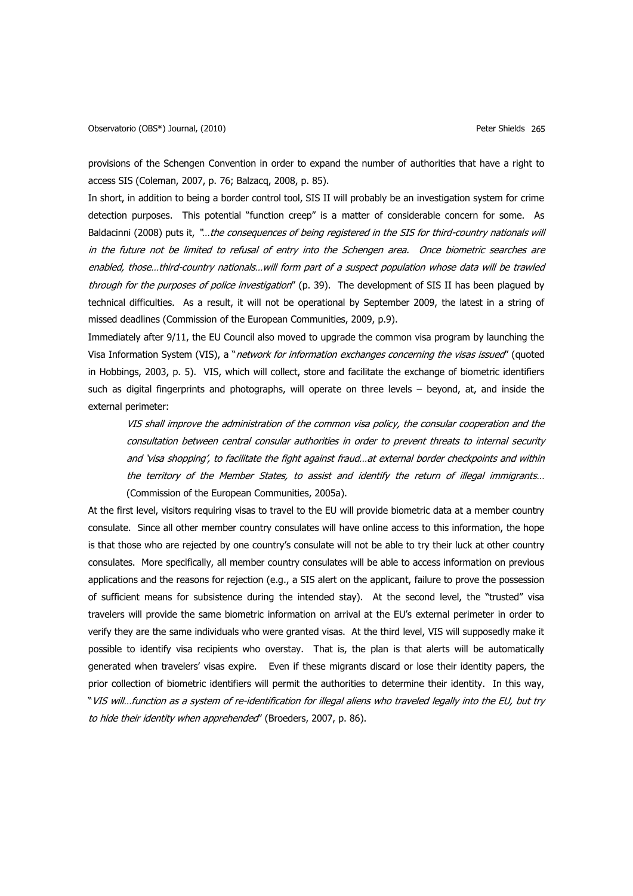provisions of the Schengen Convention in order to expand the number of authorities that have a right to access SIS (Coleman, 2007, p. 76; Balzacq, 2008, p. 85).

In short, in addition to being a border control tool, SIS II will probably be an investigation system for crime detection purposes. This potential "function creep" is a matter of considerable concern for some. As Baldacinni (2008) puts it, "*…the consequences of being registered in the SIS for third-country nationals will in the future not be limited to refusal of entry into the Schengen area. Once biometric searches are enabled, those…third-country nationals…will form part of a suspect population whose data will be trawled through for the purposes of police investigation*" (p. 39). The development of SIS II has been plagued by technical difficulties. As a result, it will not be operational by September 2009, the latest in a string of missed deadlines (Commission of the European Communities, 2009, p.9).

Immediately after 9/11, the EU Council also moved to upgrade the common visa program by launching the Visa Information System (VIS), a "*network for information exchanges concerning the visas issued*" (quoted in Hobbings, 2003, p. 5). VIS, which will collect, store and facilitate the exchange of biometric identifiers such as digital fingerprints and photographs, will operate on three levels – beyond, at, and inside the external perimeter:

> *VIS shall improve the administration of the common visa policy, the consular cooperation and the consultation between central consular authorities in order to prevent threats to internal security and 'visa shopping', to facilitate the fight against fraud…at external border checkpoints and within the territory of the Member States, to assist and identify the return of illegal immigrants…* (Commission of the European Communities, 2005a).

At the first level, visitors requiring visas to travel to the EU will provide biometric data at a member country consulate. Since all other member country consulates will have online access to this information, the hope is that those who are rejected by one country's consulate will not be able to try their luck at other country consulates. More specifically, all member country consulates will be able to access information on previous applications and the reasons for rejection (e.g., a SIS alert on the applicant, failure to prove the possession of sufficient means for subsistence during the intended stay). At the second level, the "trusted" visa travelers will provide the same biometric information on arrival at the EU's external perimeter in order to verify they are the same individuals who were granted visas. At the third level, VIS will supposedly make it possible to identify visa recipients who overstay. That is, the plan is that alerts will be automatically generated when travelers' visas expire. Even if these migrants discard or lose their identity papers, the prior collection of biometric identifiers will permit the authorities to determine their identity. In this way, "*VIS will…function as a system of re-identification for illegal aliens who traveled legally into the EU, but try to hide their identity when apprehended*" (Broeders, 2007, p. 86).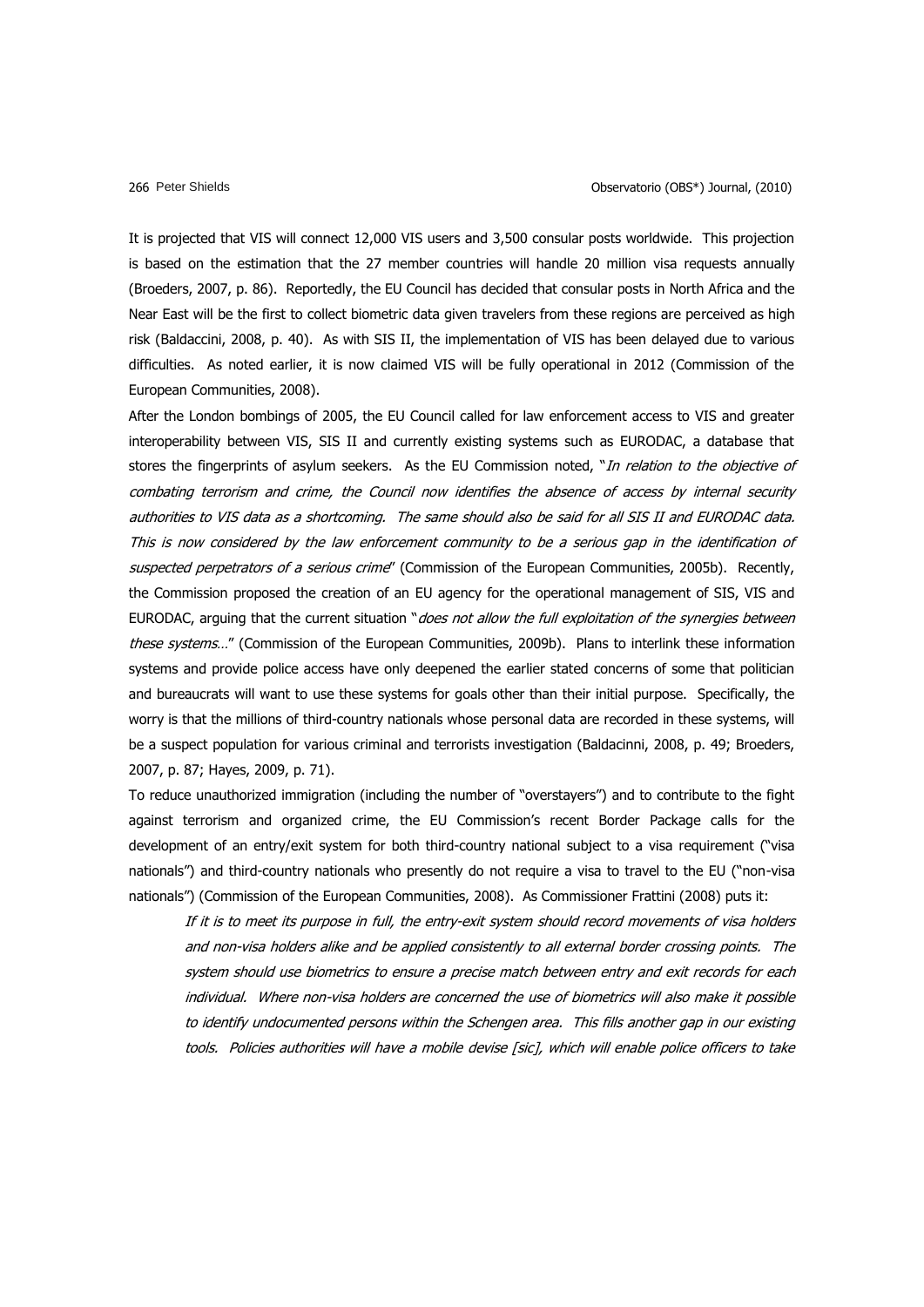It is projected that VIS will connect 12,000 VIS users and 3,500 consular posts worldwide. This projection is based on the estimation that the 27 member countries will handle 20 million visa requests annually (Broeders, 2007, p. 86). Reportedly, the EU Council has decided that consular posts in North Africa and the Near East will be the first to collect biometric data given travelers from these regions are perceived as high risk (Baldaccini, 2008, p. 40). As with SIS II, the implementation of VIS has been delayed due to various difficulties. As noted earlier, it is now claimed VIS will be fully operational in 2012 (Commission of the European Communities, 2008).

After the London bombings of 2005, the EU Council called for law enforcement access to VIS and greater interoperability between VIS, SIS II and currently existing systems such as EURODAC, a database that stores the fingerprints of asylum seekers. As the EU Commission noted, "*In relation to the objective of combating terrorism and crime, the Council now identifies the absence of access by internal security authorities to VIS data as a shortcoming. The same should also be said for all SIS II and EURODAC data. This is now considered by the law enforcement community to be a serious gap in the identification of suspected perpetrators of a serious crime*" (Commission of the European Communities, 2005b). Recently, the Commission proposed the creation of an EU agency for the operational management of SIS, VIS and EURODAC, arguing that the current situation "*does not allow the full exploitation of the synergies between these systems…*" (Commission of the European Communities, 2009b). Plans to interlink these information systems and provide police access have only deepened the earlier stated concerns of some that politician and bureaucrats will want to use these systems for goals other than their initial purpose. Specifically, the worry is that the millions of third-country nationals whose personal data are recorded in these systems, will be a suspect population for various criminal and terrorists investigation (Baldacinni, 2008, p. 49; Broeders, 2007, p. 87; Hayes, 2009, p. 71).

To reduce unauthorized immigration (including the number of "overstayers") and to contribute to the fight against terrorism and organized crime, the EU Commission's recent Border Package calls for the development of an entry/exit system for both third-country national subject to a visa requirement ("visa nationals") and third-country nationals who presently do not require a visa to travel to the EU ("non-visa nationals") (Commission of the European Communities, 2008). As Commissioner Frattini (2008) puts it:

> *If it is to meet its purpose in full, the entry-exit system should record movements of visa holders and non-visa holders alike and be applied consistently to all external border crossing points. The system should use biometrics to ensure a precise match between entry and exit records for each individual. Where non-visa holders are concerned the use of biometrics will also make it possible to identify undocumented persons within the Schengen area. This fills another gap in our existing tools. Policies authorities will have a mobile devise [sic], which will enable police officers to take*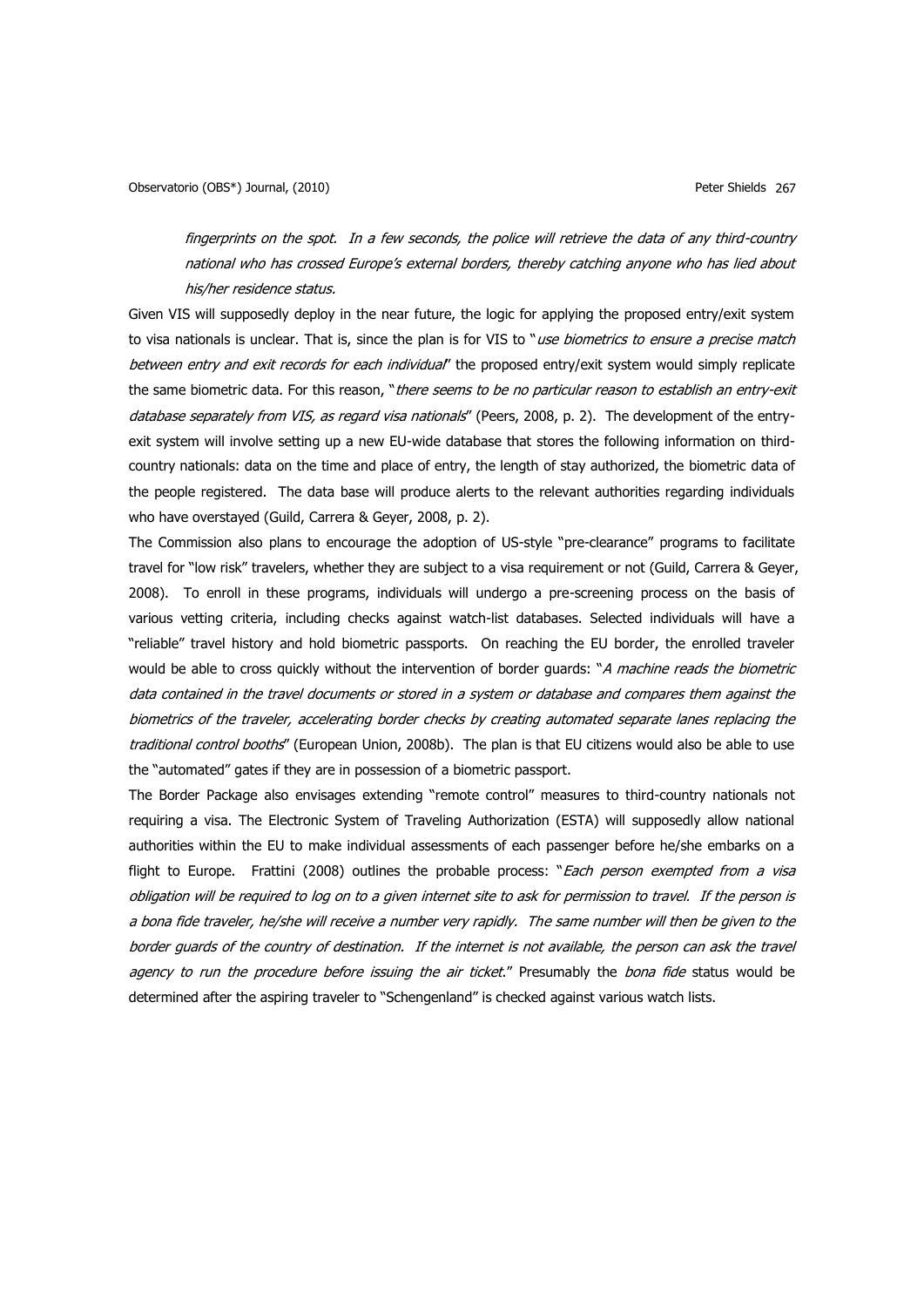> *fingerprints on the spot. In a few seconds, the police will retrieve the data of any third-country national who has crossed Europe's external borders, thereby catching anyone who has lied about his/her residence status.*

Given VIS will supposedly deploy in the near future, the logic for applying the proposed entry/exit system to visa nationals is unclear. That is, since the plan is for VIS to "*use biometrics to ensure a precise match between entry and exit records for each individual*" the proposed entry/exit system would simply replicate the same biometric data. For this reason, "*there seems to be no particular reason to establish an entry-exit database separately from VIS, as regard visa nationals*" (Peers, 2008, p. 2). The development of the entry-exit system will involve setting up a new EU-wide database that stores the following information on third-country nationals: data on the time and place of entry, the length of stay authorized, the biometric data of the people registered. The data base will produce alerts to the relevant authorities regarding individuals who have overstayed (Guild, Carrera & Geyer, 2008, p. 2).

The Commission also plans to encourage the adoption of US-style "pre-clearance" programs to facilitate travel for "low risk" travelers, whether they are subject to a visa requirement or not (Guild, Carrera & Geyer, 2008). To enroll in these programs, individuals will undergo a pre-screening process on the basis of various vetting criteria, including checks against watch-list databases. Selected individuals will have a "reliable" travel history and hold biometric passports. On reaching the EU border, the enrolled traveler would be able to cross quickly without the intervention of border guards: "*A machine reads the biometric data contained in the travel documents or stored in a system or database and compares them against the biometrics of the traveler, accelerating border checks by creating automated separate lanes replacing the traditional control booths*" (European Union, 2008b). The plan is that EU citizens would also be able to use the "automated" gates if they are in possession of a biometric passport.

The Border Package also envisages extending "remote control" measures to third-country nationals not requiring a visa. The Electronic System of Traveling Authorization (ESTA) will supposedly allow national authorities within the EU to make individual assessments of each passenger before he/she embarks on a flight to Europe. Frattini (2008) outlines the probable process: "*Each person exempted from a visa obligation will be required to log on to a given internet site to ask for permission to travel. If the person is a bona fide traveler, he/she will receive a number very rapidly. The same number will then be given to the border guards of the country of destination. If the internet is not available, the person can ask the travel agency to run the procedure before issuing the air ticket.*" Presumably the *bona fide* status would be determined after the aspiring traveler to "Schengenland" is checked against various watch lists.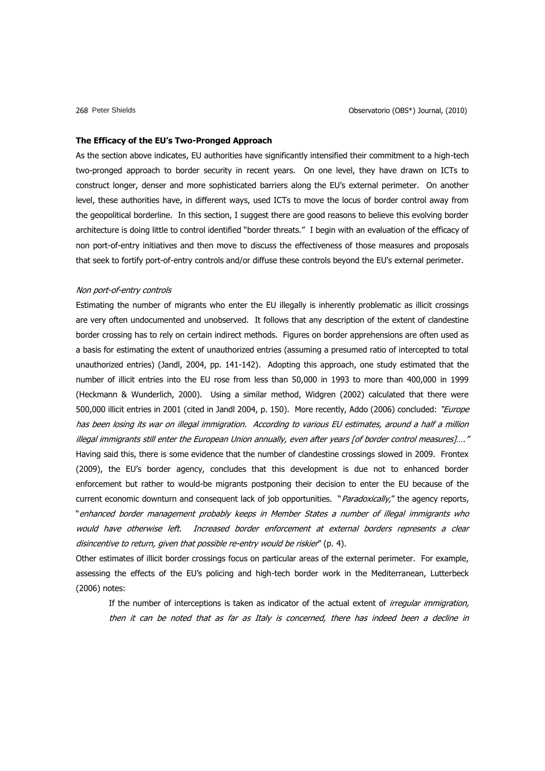### The Efficacy of the EU's Two-Pronged Approach

As the section above indicates, EU authorities have significantly intensified their commitment to a high-tech two-pronged approach to border security in recent years. On one level, they have drawn on ICTs to construct longer, denser and more sophisticated barriers along the EU's external perimeter. On another level, these authorities have, in different ways, used ICTs to move the locus of border control away from the geopolitical borderline. In this section, I suggest there are good reasons to believe this evolving border architecture is doing little to control identified "border threats." I begin with an evaluation of the efficacy of non port-of-entry initiatives and then move to discuss the effectiveness of those measures and proposals that seek to fortify port-of-entry controls and/or diffuse these controls beyond the EU's external perimeter.

*Non port-of-entry controls*

Estimating the number of migrants who enter the EU illegally is inherently problematic as illicit crossings are very often undocumented and unobserved. It follows that any description of the extent of clandestine border crossing has to rely on certain indirect methods. Figures on border apprehensions are often used as a basis for estimating the extent of unauthorized entries (assuming a presumed ratio of intercepted to total unauthorized entries) (Jandl, 2004, pp. 141-142). Adopting this approach, one study estimated that the number of illicit entries into the EU rose from less than 50,000 in 1993 to more than 400,000 in 1999 (Heckmann & Wunderlich, 2000). Using a similar method, Widgren (2002) calculated that there were 500,000 illicit entries in 2001 (cited in Jandl 2004, p. 150). More recently, Addo (2006) concluded: *"Europe has been losing its war on illegal immigration. According to various EU estimates, around a half a million illegal immigrants still enter the European Union annually, even after years [of border control measures]…."* Having said this, there is some evidence that the number of clandestine crossings slowed in 2009. Frontex (2009), the EU's border agency, concludes that this development is due not to enhanced border enforcement but rather to would-be migrants postponing their decision to enter the EU because of the current economic downturn and consequent lack of job opportunities. "*Paradoxically*," the agency reports, "*enhanced border management probably keeps in Member States a number of illegal immigrants who would have otherwise left. Increased border enforcement at external borders represents a clear disincentive to return, given that possible re-entry would be riskier*" (p. 4).

Other estimates of illicit border crossings focus on particular areas of the external perimeter. For example, assessing the effects of the EU's policing and high-tech border work in the Mediterranean, Lutterbeck (2006) notes:

> If the number of interceptions is taken as indicator of the actual extent of *irregular immigration, then it can be noted that as far as Italy is concerned, there has indeed been a decline in*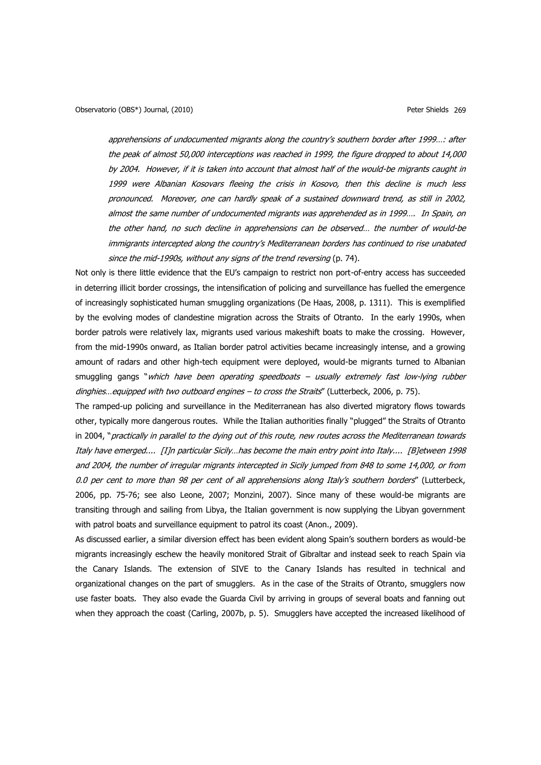*apprehensions of undocumented migrants along the country's southern border after 1999…: after the peak of almost 50,000 interceptions was reached in 1999, the figure dropped to about 14,000 by 2004. However, if it is taken into account that almost half of the would-be migrants caught in 1999 were Albanian Kosovars fleeing the crisis in Kosovo, then this decline is much less pronounced. Moreover, one can hardly speak of a sustained downward trend, as still in 2002, almost the same number of undocumented migrants was apprehended as in 1999…. In Spain, on the other hand, no such decline in apprehensions can be observed… the number of would-be immigrants intercepted along the country's Mediterranean borders has continued to rise unabated since the mid-1990s, without any signs of the trend reversing* (p. 74).

Not only is there little evidence that the EU's campaign to restrict non port-of-entry access has succeeded in deterring illicit border crossings, the intensification of policing and surveillance has fuelled the emergence of increasingly sophisticated human smuggling organizations (De Haas, 2008, p. 1311). This is exemplified by the evolving modes of clandestine migration across the Straits of Otranto. In the early 1990s, when border patrols were relatively lax, migrants used various makeshift boats to make the crossing. However, from the mid-1990s onward, as Italian border patrol activities became increasingly intense, and a growing amount of radars and other high-tech equipment were deployed, would-be migrants turned to Albanian smuggling gangs "*which have been operating speedboats – usually extremely fast low-lying rubber dinghies…equipped with two outboard engines – to cross the Straits*" (Lutterbeck, 2006, p. 75).

The ramped-up policing and surveillance in the Mediterranean has also diverted migratory flows towards other, typically more dangerous routes. While the Italian authorities finally "plugged" the Straits of Otranto in 2004, "*practically in parallel to the dying out of this route, new routes across the Mediterranean towards Italy have emerged.... [I]n particular Sicily…has become the main entry point into Italy.... [B]etween 1998 and 2004, the number of irregular migrants intercepted in Sicily jumped from 848 to some 14,000, or from 0.0 per cent to more than 98 per cent of all apprehensions along Italy's southern borders*" (Lutterbeck, 2006, pp. 75-76; see also Leone, 2007; Monzini, 2007). Since many of these would-be migrants are transiting through and sailing from Libya, the Italian government is now supplying the Libyan government with patrol boats and surveillance equipment to patrol its coast (Anon., 2009).

As discussed earlier, a similar diversion effect has been evident along Spain's southern borders as would-be migrants increasingly eschew the heavily monitored Strait of Gibraltar and instead seek to reach Spain via the Canary Islands. The extension of SIVE to the Canary Islands has resulted in technical and organizational changes on the part of smugglers. As in the case of the Straits of Otranto, smugglers now use faster boats. They also evade the Guarda Civil by arriving in groups of several boats and fanning out when they approach the coast (Carling, 2007b, p. 5). Smugglers have accepted the increased likelihood of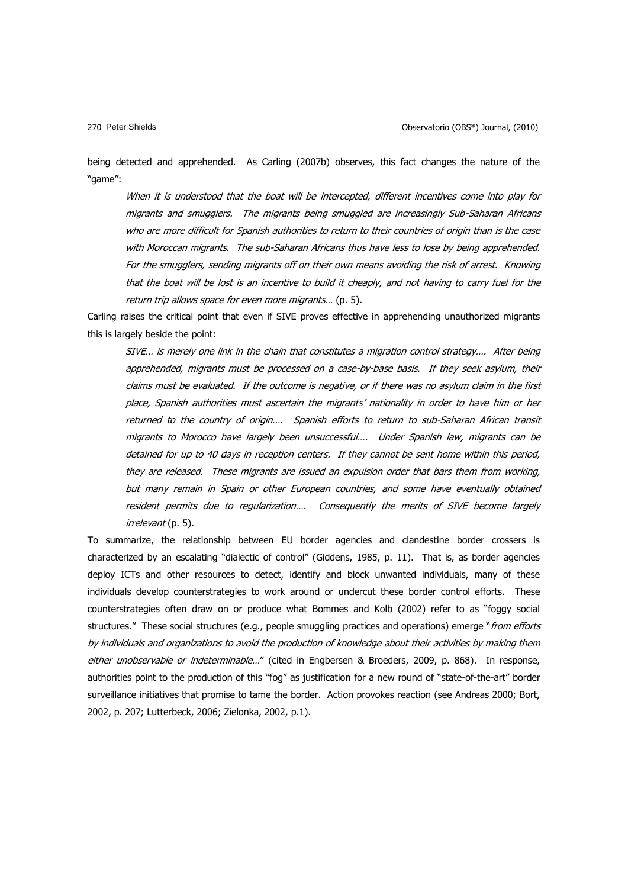being detected and apprehended. As Carling (2007b) observes, this fact changes the nature of the "game":

> *When it is understood that the boat will be intercepted, different incentives come into play for migrants and smugglers. The migrants being smuggled are increasingly Sub-Saharan Africans who are more difficult for Spanish authorities to return to their countries of origin than is the case with Moroccan migrants. The sub-Saharan Africans thus have less to lose by being apprehended. For the smugglers, sending migrants off on their own means avoiding the risk of arrest. Knowing that the boat will be lost is an incentive to build it cheaply, and not having to carry fuel for the return trip allows space for even more migrants…* (p. 5).

Carling raises the critical point that even if SIVE proves effective in apprehending unauthorized migrants this is largely beside the point:

> *SIVE… is merely one link in the chain that constitutes a migration control strategy…. After being apprehended, migrants must be processed on a case-by-base basis. If they seek asylum, their claims must be evaluated. If the outcome is negative, or if there was no asylum claim in the first place, Spanish authorities must ascertain the migrants' nationality in order to have him or her returned to the country of origin…. Spanish efforts to return to sub-Saharan African transit migrants to Morocco have largely been unsuccessful…. Under Spanish law, migrants can be detained for up to 40 days in reception centers. If they cannot be sent home within this period, they are released. These migrants are issued an expulsion order that bars them from working, but many remain in Spain or other European countries, and some have eventually obtained resident permits due to regularization…. Consequently the merits of SIVE become largely irrelevant* (p. 5).

To summarize, the relationship between EU border agencies and clandestine border crossers is characterized by an escalating "dialectic of control" (Giddens, 1985, p. 11). That is, as border agencies deploy ICTs and other resources to detect, identify and block unwanted individuals, many of these individuals develop counterstrategies to work around or undercut these border control efforts. These counterstrategies often draw on or produce what Bommes and Kolb (2002) refer to as "foggy social structures." These social structures (e.g., people smuggling practices and operations) emerge "*from efforts by individuals and organizations to avoid the production of knowledge about their activities by making them either unobservable or indeterminable…*" (cited in Engbersen & Broeders, 2009, p. 868). In response, authorities point to the production of this "fog" as justification for a new round of "state-of-the-art" border surveillance initiatives that promise to tame the border. Action provokes reaction (see Andreas 2000; Bort, 2002, p. 207; Lutterbeck, 2006; Zielonka, 2002, p.1).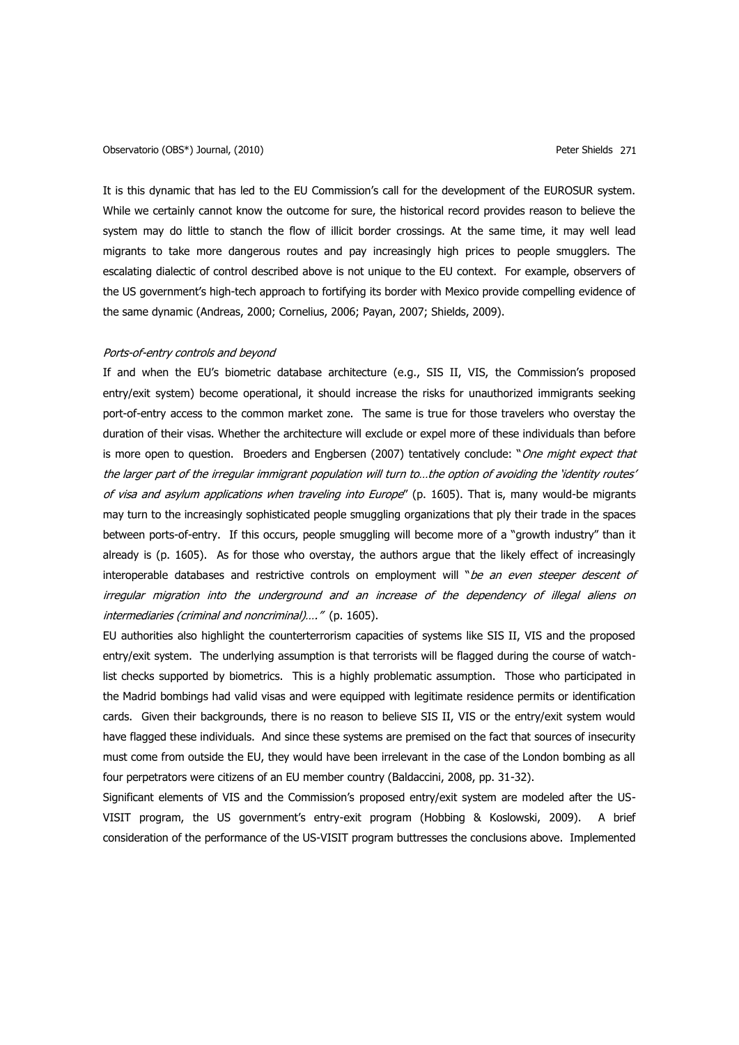It is this dynamic that has led to the EU Commission's call for the development of the EUROSUR system. While we certainly cannot know the outcome for sure, the historical record provides reason to believe the system may do little to stanch the flow of illicit border crossings. At the same time, it may well lead migrants to take more dangerous routes and pay increasingly high prices to people smugglers. The escalating dialectic of control described above is not unique to the EU context. For example, observers of the US government's high-tech approach to fortifying its border with Mexico provide compelling evidence of the same dynamic (Andreas, 2000; Cornelius, 2006; Payan, 2007; Shields, 2009).

*Ports-of-entry controls and beyond*

If and when the EU's biometric database architecture (e.g., SIS II, VIS, the Commission's proposed entry/exit system) become operational, it should increase the risks for unauthorized immigrants seeking port-of-entry access to the common market zone. The same is true for those travelers who overstay the duration of their visas. Whether the architecture will exclude or expel more of these individuals than before is more open to question. Broeders and Engbersen (2007) tentatively conclude: "*One might expect that the larger part of the irregular immigrant population will turn to…the option of avoiding the 'identity routes' of visa and asylum applications when traveling into Europe*" (p. 1605). That is, many would-be migrants may turn to the increasingly sophisticated people smuggling organizations that ply their trade in the spaces between ports-of-entry. If this occurs, people smuggling will become more of a "growth industry" than it already is (p. 1605). As for those who overstay, the authors argue that the likely effect of increasingly interoperable databases and restrictive controls on employment will "*be an even steeper descent of irregular migration into the underground and an increase of the dependency of illegal aliens on intermediaries (criminal and noncriminal)….*" (p. 1605).

EU authorities also highlight the counterterrorism capacities of systems like SIS II, VIS and the proposed entry/exit system. The underlying assumption is that terrorists will be flagged during the course of watch-list checks supported by biometrics. This is a highly problematic assumption. Those who participated in the Madrid bombings had valid visas and were equipped with legitimate residence permits or identification cards. Given their backgrounds, there is no reason to believe SIS II, VIS or the entry/exit system would have flagged these individuals. And since these systems are premised on the fact that sources of insecurity must come from outside the EU, they would have been irrelevant in the case of the London bombing as all four perpetrators were citizens of an EU member country (Baldaccini, 2008, pp. 31-32).

Significant elements of VIS and the Commission's proposed entry/exit system are modeled after the US-VISIT program, the US government's entry-exit program (Hobbing & Koslowski, 2009). A brief consideration of the performance of the US-VISIT program buttresses the conclusions above. Implemented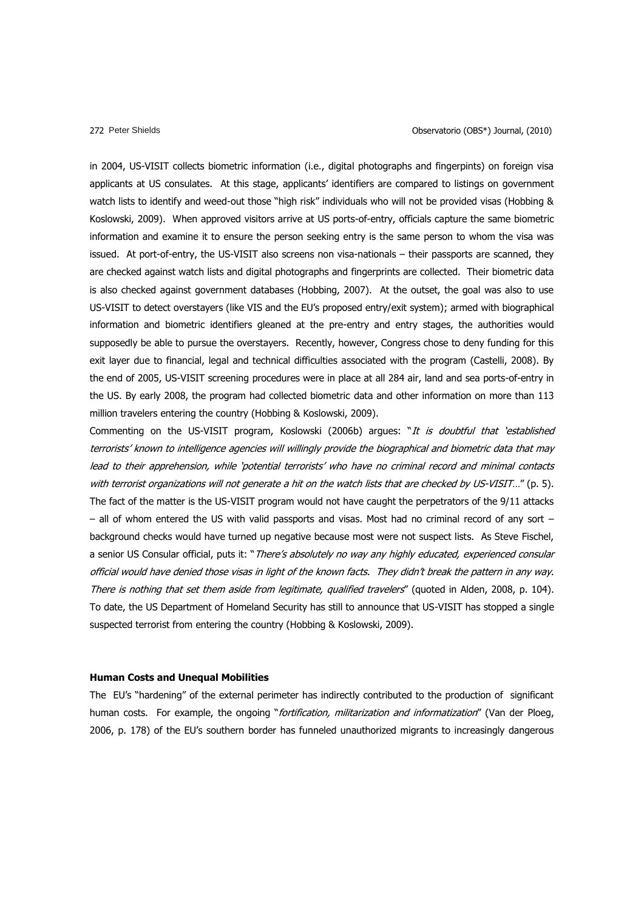in 2004, US-VISIT collects biometric information (i.e., digital photographs and fingerpints) on foreign visa applicants at US consulates. At this stage, applicants' identifiers are compared to listings on government watch lists to identify and weed-out those "high risk" individuals who will not be provided visas (Hobbing & Koslowski, 2009). When approved visitors arrive at US ports-of-entry, officials capture the same biometric information and examine it to ensure the person seeking entry is the same person to whom the visa was issued. At port-of-entry, the US-VISIT also screens non visa-nationals – their passports are scanned, they are checked against watch lists and digital photographs and fingerprints are collected. Their biometric data is also checked against government databases (Hobbing, 2007). At the outset, the goal was also to use US-VISIT to detect overstayers (like VIS and the EU's proposed entry/exit system); armed with biographical information and biometric identifiers gleaned at the pre-entry and entry stages, the authorities would supposedly be able to pursue the overstayers. Recently, however, Congress chose to deny funding for this exit layer due to financial, legal and technical difficulties associated with the program (Castelli, 2008). By the end of 2005, US-VISIT screening procedures were in place at all 284 air, land and sea ports-of-entry in the US. By early 2008, the program had collected biometric data and other information on more than 113 million travelers entering the country (Hobbing & Koslowski, 2009).

Commenting on the US-VISIT program, Koslowski (2006b) argues: "*It is doubtful that 'established terrorists' known to intelligence agencies will willingly provide the biographical and biometric data that may lead to their apprehension, while 'potential terrorists' who have no criminal record and minimal contacts with terrorist organizations will not generate a hit on the watch lists that are checked by US-VISIT…*" (p. 5). The fact of the matter is the US-VISIT program would not have caught the perpetrators of the 9/11 attacks – all of whom entered the US with valid passports and visas. Most had no criminal record of any sort – background checks would have turned up negative because most were not suspect lists. As Steve Fischel, a senior US Consular official, puts it: "*There's absolutely no way any highly educated, experienced consular official would have denied those visas in light of the known facts. They didn't break the pattern in any way. There is nothing that set them aside from legitimate, qualified travelers*" (quoted in Alden, 2008, p. 104). To date, the US Department of Homeland Security has still to announce that US-VISIT has stopped a single suspected terrorist from entering the country (Hobbing & Koslowski, 2009).

**Human Costs and Unequal Mobilities**

The EU's "hardening" of the external perimeter has indirectly contributed to the production of significant human costs. For example, the ongoing "*fortification, militarization and informatization*" (Van der Ploeg, 2006, p. 178) of the EU's southern border has funneled unauthorized migrants to increasingly dangerous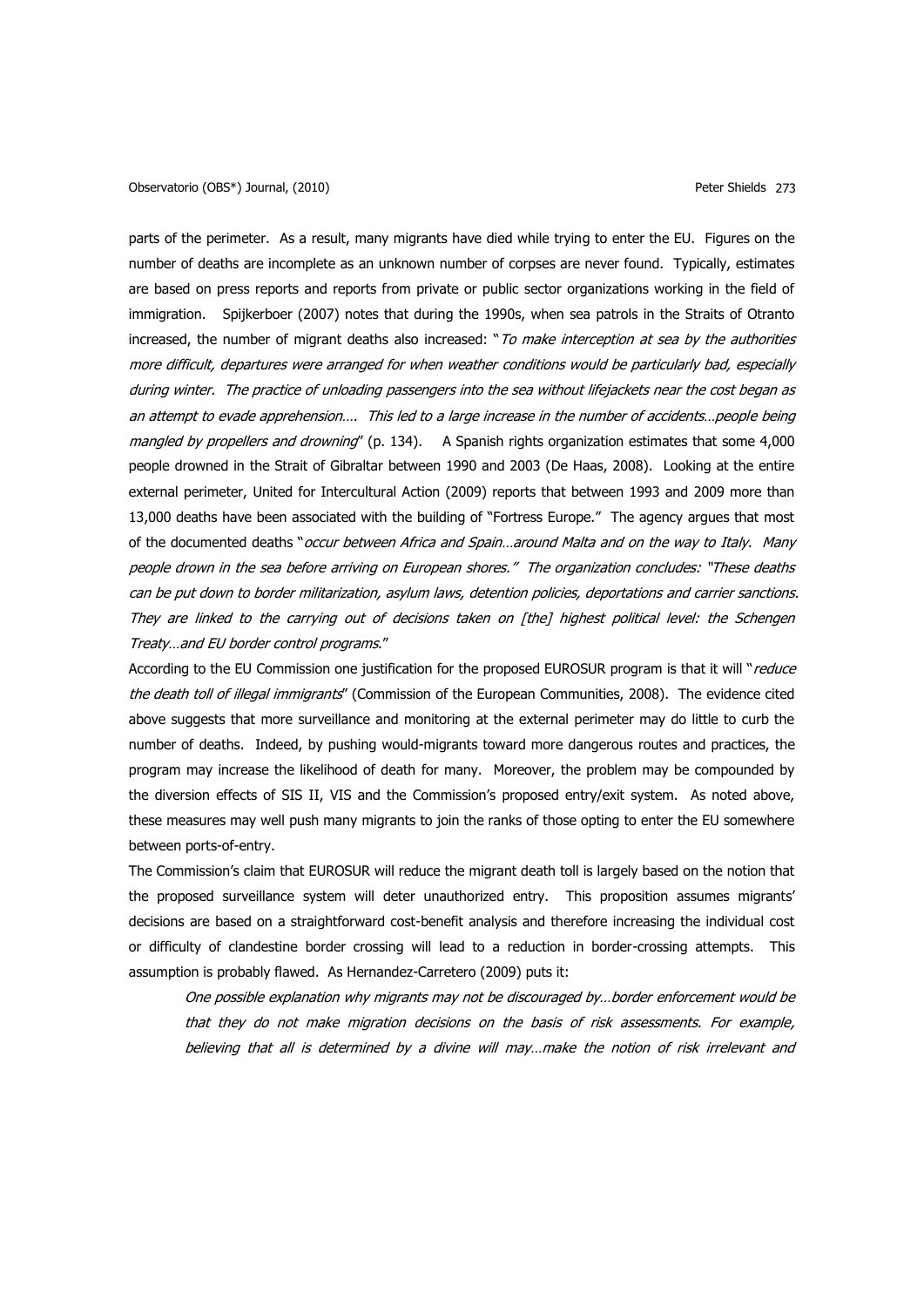parts of the perimeter. As a result, many migrants have died while trying to enter the EU. Figures on the number of deaths are incomplete as an unknown number of corpses are never found. Typically, estimates are based on press reports and reports from private or public sector organizations working in the field of immigration. Spijkerboer (2007) notes that during the 1990s, when sea patrols in the Straits of Otranto increased, the number of migrant deaths also increased: "*To make interception at sea by the authorities more difficult, departures were arranged for when weather conditions would be particularly bad, especially during winter. The practice of unloading passengers into the sea without lifejackets near the cost began as an attempt to evade apprehension…. This led to a large increase in the number of accidents…people being mangled by propellers and drowning*" (p. 134). A Spanish rights organization estimates that some 4,000 people drowned in the Strait of Gibraltar between 1990 and 2003 (De Haas, 2008). Looking at the entire external perimeter, United for Intercultural Action (2009) reports that between 1993 and 2009 more than 13,000 deaths have been associated with the building of "Fortress Europe." The agency argues that most of the documented deaths "*occur between Africa and Spain…around Malta and on the way to Italy. Many people drown in the sea before arriving on European shores." The organization concludes: "These deaths can be put down to border militarization, asylum laws, detention policies, deportations and carrier sanctions. They are linked to the carrying out of decisions taken on [the] highest political level: the Schengen Treaty…and EU border control programs.*"

According to the EU Commission one justification for the proposed EUROSUR program is that it will "*reduce the death toll of illegal immigrants*" (Commission of the European Communities, 2008). The evidence cited above suggests that more surveillance and monitoring at the external perimeter may do little to curb the number of deaths. Indeed, by pushing would-migrants toward more dangerous routes and practices, the program may increase the likelihood of death for many. Moreover, the problem may be compounded by the diversion effects of SIS II, VIS and the Commission's proposed entry/exit system. As noted above, these measures may well push many migrants to join the ranks of those opting to enter the EU somewhere between ports-of-entry.

The Commission's claim that EUROSUR will reduce the migrant death toll is largely based on the notion that the proposed surveillance system will deter unauthorized entry. This proposition assumes migrants' decisions are based on a straightforward cost-benefit analysis and therefore increasing the individual cost or difficulty of clandestine border crossing will lead to a reduction in border-crossing attempts. This assumption is probably flawed. As Hernandez-Carretero (2009) puts it:

> *One possible explanation why migrants may not be discouraged by…border enforcement would be that they do not make migration decisions on the basis of risk assessments. For example, believing that all is determined by a divine will may…make the notion of risk irrelevant and*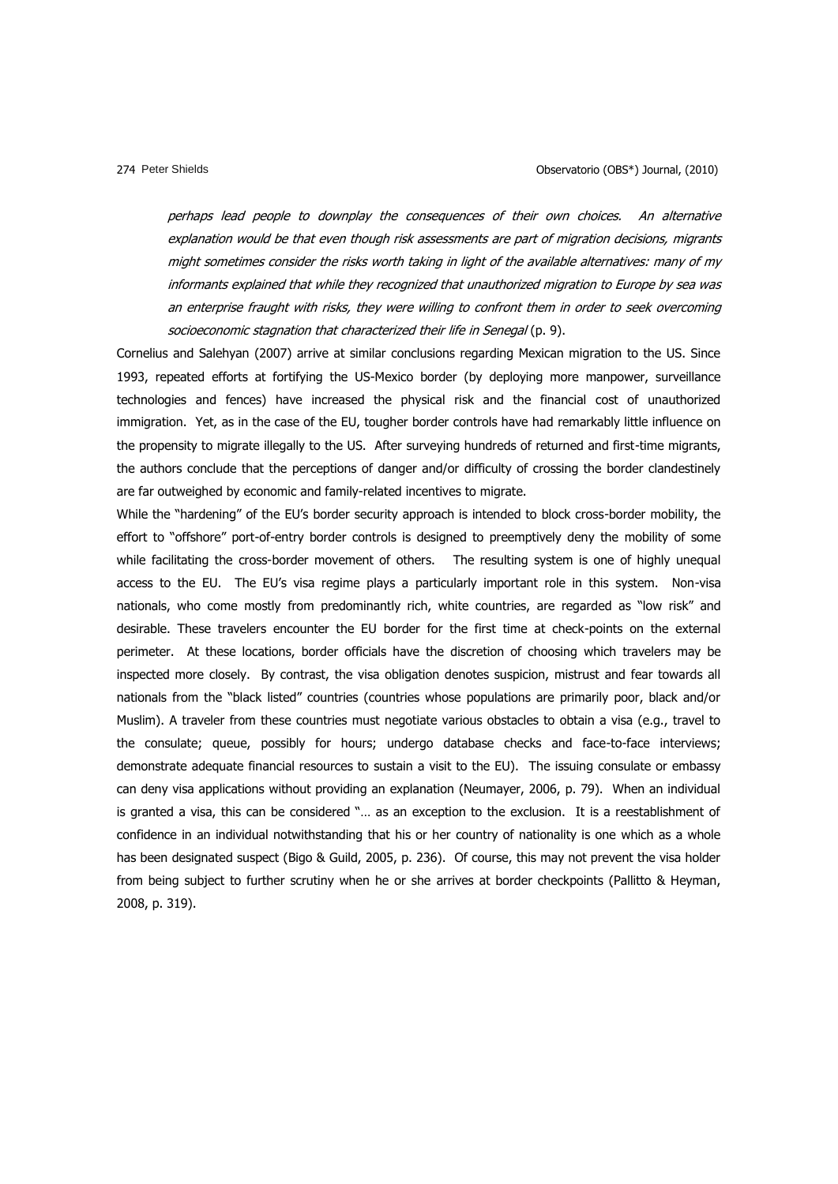> *perhaps lead people to downplay the consequences of their own choices. An alternative explanation would be that even though risk assessments are part of migration decisions, migrants might sometimes consider the risks worth taking in light of the available alternatives: many of my informants explained that while they recognized that unauthorized migration to Europe by sea was an enterprise fraught with risks, they were willing to confront them in order to seek overcoming socioeconomic stagnation that characterized their life in Senegal* (p. 9).

Cornelius and Salehyan (2007) arrive at similar conclusions regarding Mexican migration to the US. Since 1993, repeated efforts at fortifying the US-Mexico border (by deploying more manpower, surveillance technologies and fences) have increased the physical risk and the financial cost of unauthorized immigration. Yet, as in the case of the EU, tougher border controls have had remarkably little influence on the propensity to migrate illegally to the US. After surveying hundreds of returned and first-time migrants, the authors conclude that the perceptions of danger and/or difficulty of crossing the border clandestinely are far outweighed by economic and family-related incentives to migrate.

While the "hardening" of the EU's border security approach is intended to block cross-border mobility, the effort to "offshore" port-of-entry border controls is designed to preemptively deny the mobility of some while facilitating the cross-border movement of others. The resulting system is one of highly unequal access to the EU. The EU's visa regime plays a particularly important role in this system. Non-visa nationals, who come mostly from predominantly rich, white countries, are regarded as "low risk" and desirable. These travelers encounter the EU border for the first time at check-points on the external perimeter. At these locations, border officials have the discretion of choosing which travelers may be inspected more closely. By contrast, the visa obligation denotes suspicion, mistrust and fear towards all nationals from the "black listed" countries (countries whose populations are primarily poor, black and/or Muslim). A traveler from these countries must negotiate various obstacles to obtain a visa (e.g., travel to the consulate; queue, possibly for hours; undergo database checks and face-to-face interviews; demonstrate adequate financial resources to sustain a visit to the EU). The issuing consulate or embassy can deny visa applications without providing an explanation (Neumayer, 2006, p. 79). When an individual is granted a visa, this can be considered "… as an exception to the exclusion. It is a reestablishment of confidence in an individual notwithstanding that his or her country of nationality is one which as a whole has been designated suspect (Bigo & Guild, 2005, p. 236). Of course, this may not prevent the visa holder from being subject to further scrutiny when he or she arrives at border checkpoints (Pallitto & Heyman, 2008, p. 319).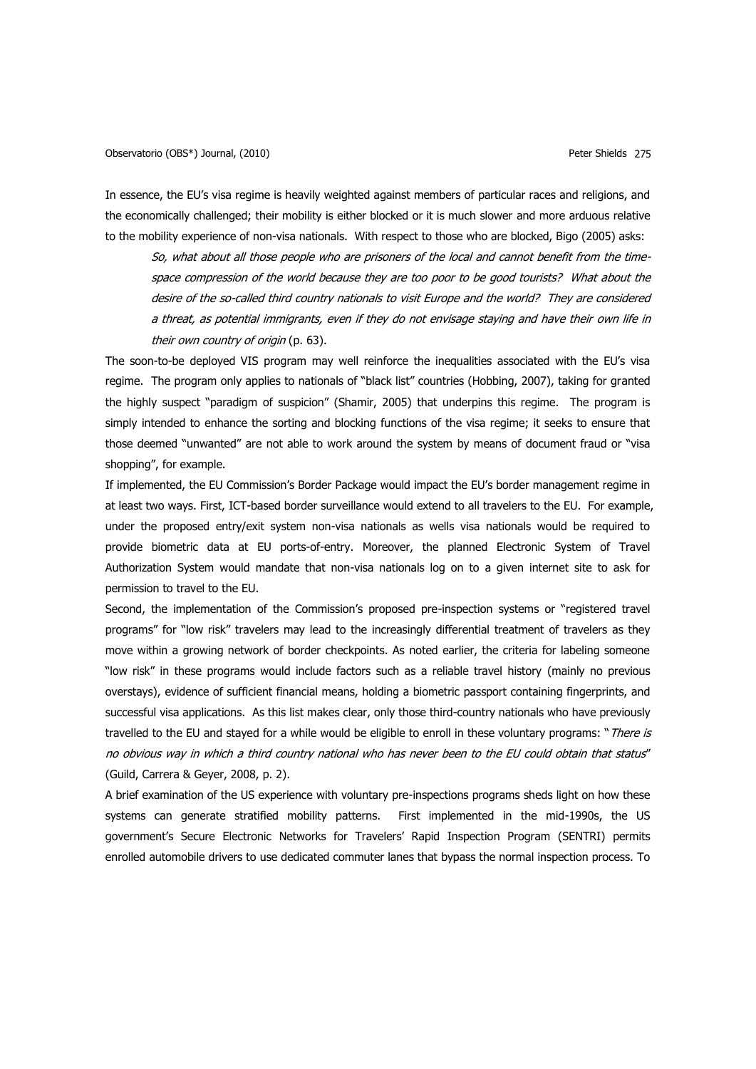In essence, the EU's visa regime is heavily weighted against members of particular races and religions, and the economically challenged; their mobility is either blocked or it is much slower and more arduous relative to the mobility experience of non-visa nationals. With respect to those who are blocked, Bigo (2005) asks:

> *So, what about all those people who are prisoners of the local and cannot benefit from the time-space compression of the world because they are too poor to be good tourists? What about the desire of the so-called third country nationals to visit Europe and the world? They are considered a threat, as potential immigrants, even if they do not envisage staying and have their own life in their own country of origin* (p. 63).

The soon-to-be deployed VIS program may well reinforce the inequalities associated with the EU's visa regime. The program only applies to nationals of "black list" countries (Hobbing, 2007), taking for granted the highly suspect "paradigm of suspicion" (Shamir, 2005) that underpins this regime. The program is simply intended to enhance the sorting and blocking functions of the visa regime; it seeks to ensure that those deemed "unwanted" are not able to work around the system by means of document fraud or "visa shopping", for example.

If implemented, the EU Commission's Border Package would impact the EU's border management regime in at least two ways. First, ICT-based border surveillance would extend to all travelers to the EU. For example, under the proposed entry/exit system non-visa nationals as wells visa nationals would be required to provide biometric data at EU ports-of-entry. Moreover, the planned Electronic System of Travel Authorization System would mandate that non-visa nationals log on to a given internet site to ask for permission to travel to the EU.

Second, the implementation of the Commission's proposed pre-inspection systems or "registered travel programs" for "low risk" travelers may lead to the increasingly differential treatment of travelers as they move within a growing network of border checkpoints. As noted earlier, the criteria for labeling someone "low risk" in these programs would include factors such as a reliable travel history (mainly no previous overstays), evidence of sufficient financial means, holding a biometric passport containing fingerprints, and successful visa applications. As this list makes clear, only those third-country nationals who have previously travelled to the EU and stayed for a while would be eligible to enroll in these voluntary programs: "*There is no obvious way in which a third country national who has never been to the EU could obtain that status*" (Guild, Carrera & Geyer, 2008, p. 2).

A brief examination of the US experience with voluntary pre-inspections programs sheds light on how these systems can generate stratified mobility patterns. First implemented in the mid-1990s, the US government's Secure Electronic Networks for Travelers' Rapid Inspection Program (SENTRI) permits enrolled automobile drivers to use dedicated commuter lanes that bypass the normal inspection process. To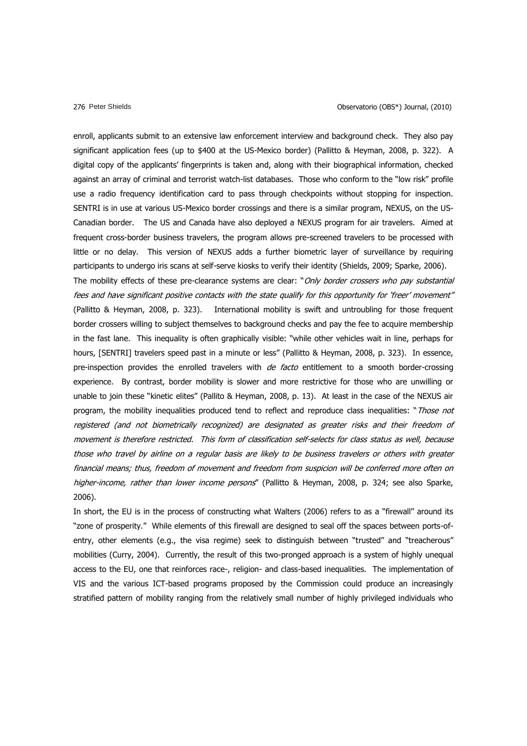enroll, applicants submit to an extensive law enforcement interview and background check. They also pay significant application fees (up to $400 at the US-Mexico border) (Pallitto & Heyman, 2008, p. 322). A digital copy of the applicants' fingerprints is taken and, along with their biographical information, checked against an array of criminal and terrorist watch-list databases. Those who conform to the "low risk" profile use a radio frequency identification card to pass through checkpoints without stopping for inspection. SENTRI is in use at various US-Mexico border crossings and there is a similar program, NEXUS, on the US-Canadian border. The US and Canada have also deployed a NEXUS program for air travelers. Aimed at frequent cross-border business travelers, the program allows pre-screened travelers to be processed with little or no delay. This version of NEXUS adds a further biometric layer of surveillance by requiring participants to undergo iris scans at self-serve kiosks to verify their identity (Shields, 2009; Sparke, 2006).

The mobility effects of these pre-clearance systems are clear: "*Only border crossers who pay substantial fees and have significant positive contacts with the state qualify for this opportunity for 'freer' movement*" (Pallitto & Heyman, 2008, p. 323). International mobility is swift and untroubling for those frequent border crossers willing to subject themselves to background checks and pay the fee to acquire membership in the fast lane. This inequality is often graphically visible: "while other vehicles wait in line, perhaps for hours, [SENTRI] travelers speed past in a minute or less" (Pallitto & Heyman, 2008, p. 323). In essence, pre-inspection provides the enrolled travelers with *de facto* entitlement to a smooth border-crossing experience. By contrast, border mobility is slower and more restrictive for those who are unwilling or unable to join these "kinetic elites" (Pallito & Heyman, 2008, p. 13). At least in the case of the NEXUS air program, the mobility inequalities produced tend to reflect and reproduce class inequalities: "*Those not registered (and not biometrically recognized) are designated as greater risks and their freedom of movement is therefore restricted. This form of classification self-selects for class status as well, because those who travel by airline on a regular basis are likely to be business travelers or others with greater financial means; thus, freedom of movement and freedom from suspicion will be conferred more often on higher-income, rather than lower income persons*" (Pallitto & Heyman, 2008, p. 324; see also Sparke, 2006).

In short, the EU is in the process of constructing what Walters (2006) refers to as a "firewall" around its "zone of prosperity." While elements of this firewall are designed to seal off the spaces between ports-of-entry, other elements (e.g., the visa regime) seek to distinguish between "trusted" and "treacherous" mobilities (Curry, 2004). Currently, the result of this two-pronged approach is a system of highly unequal access to the EU, one that reinforces race-, religion- and class-based inequalities. The implementation of VIS and the various ICT-based programs proposed by the Commission could produce an increasingly stratified pattern of mobility ranging from the relatively small number of highly privileged individuals who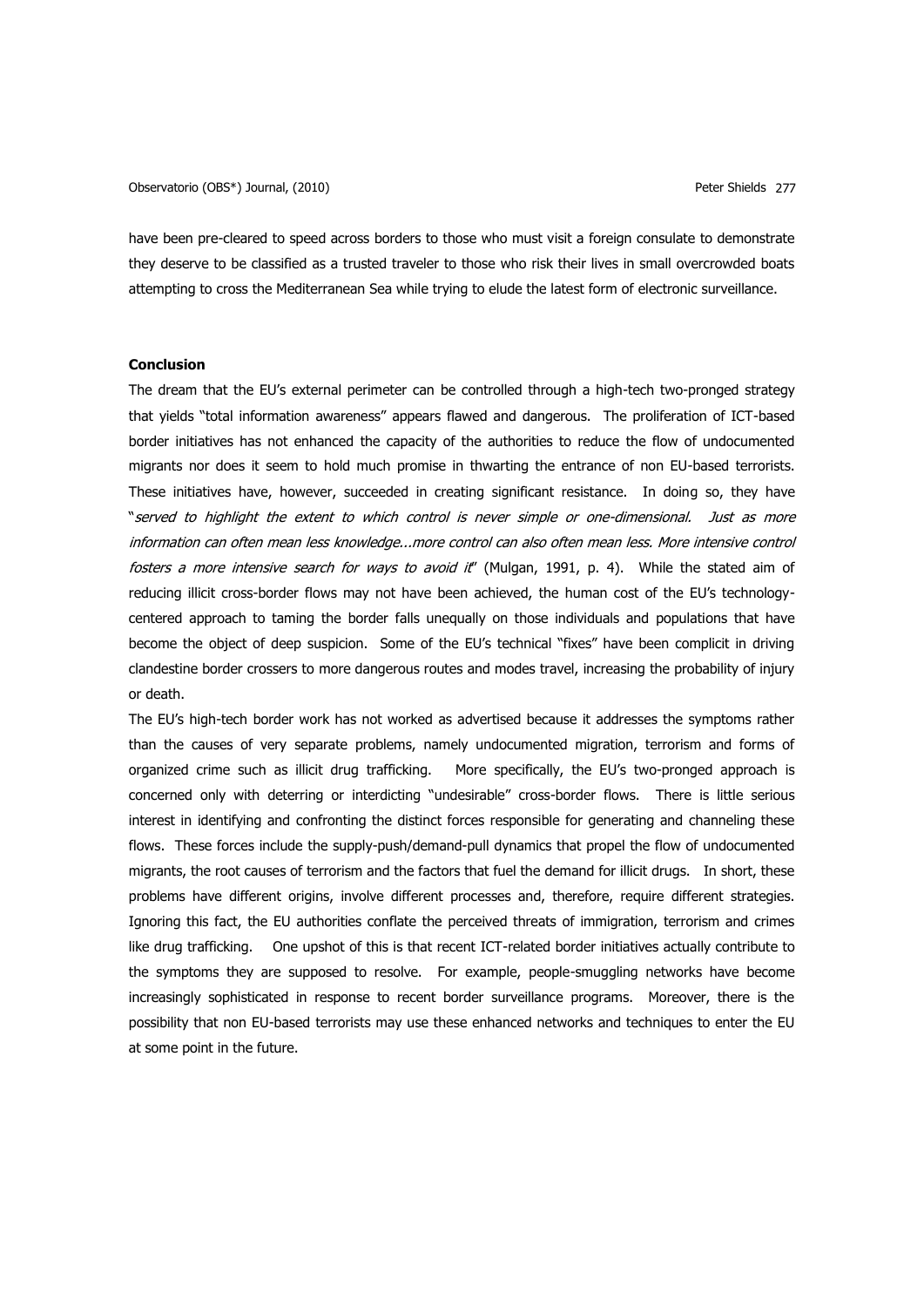have been pre-cleared to speed across borders to those who must visit a foreign consulate to demonstrate they deserve to be classified as a trusted traveler to those who risk their lives in small overcrowded boats attempting to cross the Mediterranean Sea while trying to elude the latest form of electronic surveillance.

## Conclusion

The dream that the EU's external perimeter can be controlled through a high-tech two-pronged strategy that yields "total information awareness" appears flawed and dangerous. The proliferation of ICT-based border initiatives has not enhanced the capacity of the authorities to reduce the flow of undocumented migrants nor does it seem to hold much promise in thwarting the entrance of non EU-based terrorists. These initiatives have, however, succeeded in creating significant resistance. In doing so, they have "*served to highlight the extent to which control is never simple or one-dimensional. Just as more information can often mean less knowledge...more control can also often mean less. More intensive control fosters a more intensive search for ways to avoid it*" (Mulgan, 1991, p. 4). While the stated aim of reducing illicit cross-border flows may not have been achieved, the human cost of the EU's technology-centered approach to taming the border falls unequally on those individuals and populations that have become the object of deep suspicion. Some of the EU's technical "fixes" have been complicit in driving clandestine border crossers to more dangerous routes and modes travel, increasing the probability of injury or death.

The EU's high-tech border work has not worked as advertised because it addresses the symptoms rather than the causes of very separate problems, namely undocumented migration, terrorism and forms of organized crime such as illicit drug trafficking. More specifically, the EU's two-pronged approach is concerned only with deterring or interdicting "undesirable" cross-border flows. There is little serious interest in identifying and confronting the distinct forces responsible for generating and channeling these flows. These forces include the supply-push/demand-pull dynamics that propel the flow of undocumented migrants, the root causes of terrorism and the factors that fuel the demand for illicit drugs. In short, these problems have different origins, involve different processes and, therefore, require different strategies. Ignoring this fact, the EU authorities conflate the perceived threats of immigration, terrorism and crimes like drug trafficking. One upshot of this is that recent ICT-related border initiatives actually contribute to the symptoms they are supposed to resolve. For example, people-smuggling networks have become increasingly sophisticated in response to recent border surveillance programs. Moreover, there is the possibility that non EU-based terrorists may use these enhanced networks and techniques to enter the EU at some point in the future.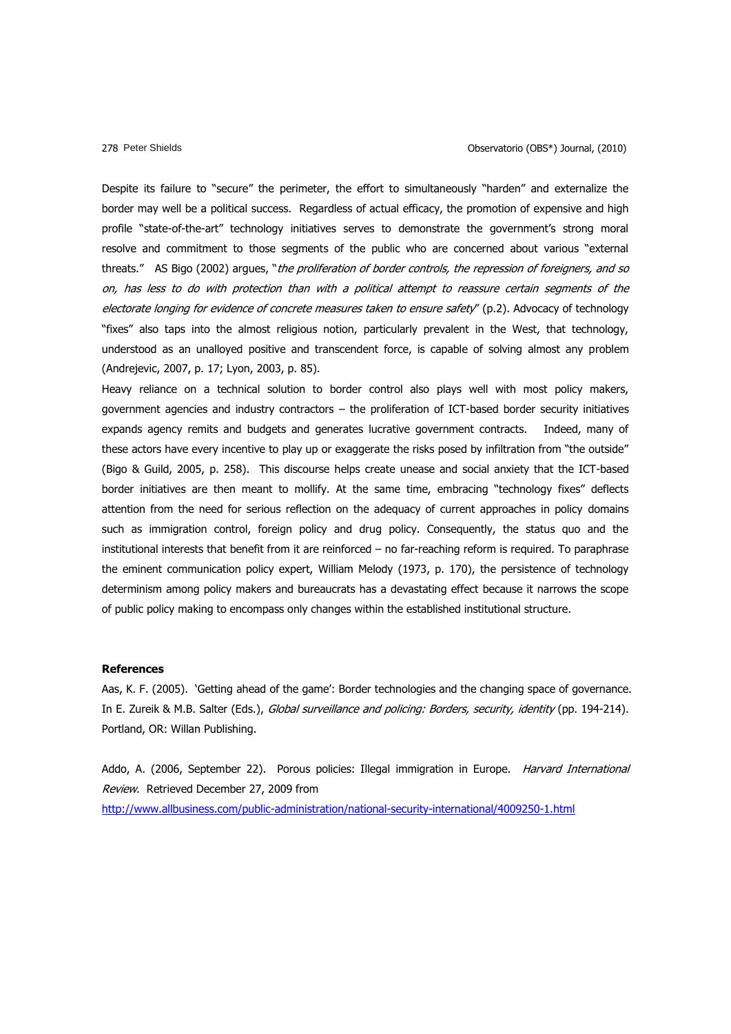Despite its failure to "secure" the perimeter, the effort to simultaneously "harden" and externalize the border may well be a political success. Regardless of actual efficacy, the promotion of expensive and high profile "state-of-the-art" technology initiatives serves to demonstrate the government's strong moral resolve and commitment to those segments of the public who are concerned about various "external threats." AS Bigo (2002) argues, "*the proliferation of border controls, the repression of foreigners, and so on, has less to do with protection than with a political attempt to reassure certain segments of the electorate longing for evidence of concrete measures taken to ensure safety*" (p.2). Advocacy of technology "fixes" also taps into the almost religious notion, particularly prevalent in the West, that technology, understood as an unalloyed positive and transcendent force, is capable of solving almost any problem (Andrejevic, 2007, p. 17; Lyon, 2003, p. 85).

Heavy reliance on a technical solution to border control also plays well with most policy makers, government agencies and industry contractors – the proliferation of ICT-based border security initiatives expands agency remits and budgets and generates lucrative government contracts. Indeed, many of these actors have every incentive to play up or exaggerate the risks posed by infiltration from "the outside" (Bigo & Guild, 2005, p. 258). This discourse helps create unease and social anxiety that the ICT-based border initiatives are then meant to mollify. At the same time, embracing "technology fixes" deflects attention from the need for serious reflection on the adequacy of current approaches in policy domains such as immigration control, foreign policy and drug policy. Consequently, the status quo and the institutional interests that benefit from it are reinforced – no far-reaching reform is required. To paraphrase the eminent communication policy expert, William Melody (1973, p. 170), the persistence of technology determinism among policy makers and bureaucrats has a devastating effect because it narrows the scope of public policy making to encompass only changes within the established institutional structure.

**References**

Aas, K. F. (2005). 'Getting ahead of the game': Border technologies and the changing space of governance. In E. Zureik & M.B. Salter (Eds.), *Global surveillance and policing: Borders, security, identity* (pp. 194-214). Portland, OR: Willan Publishing.

Addo, A. (2006, September 22). Porous policies: Illegal immigration in Europe. *Harvard International Review*. Retrieved December 27, 2009 from http://www.allbusiness.com/public-administration/national-security-international/4009250-1.html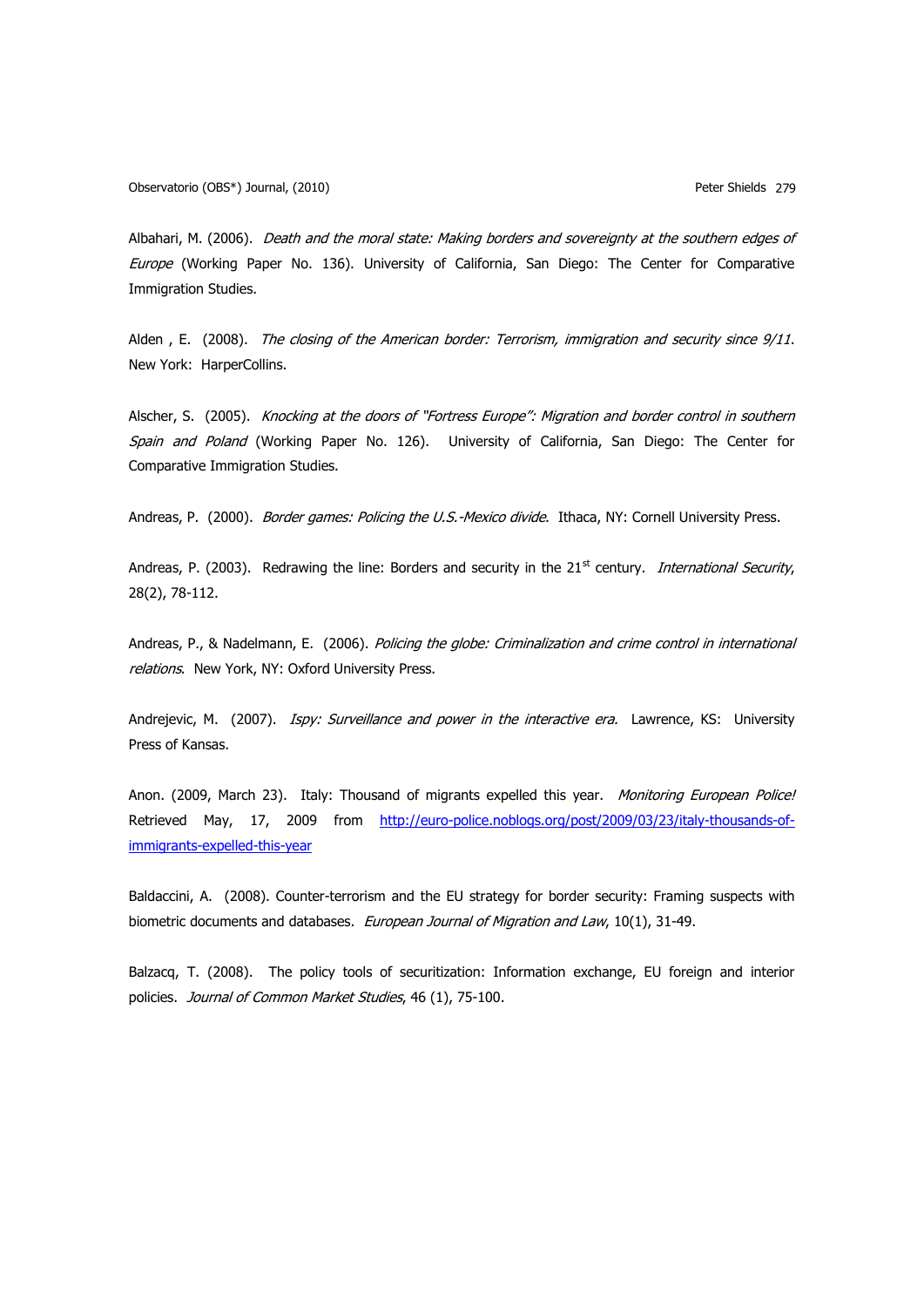Albahari, M. (2006). *Death and the moral state: Making borders and sovereignty at the southern edges of Europe* (Working Paper No. 136). University of California, San Diego: The Center for Comparative Immigration Studies.

Alden , E. (2008). *The closing of the American border: Terrorism, immigration and security since 9/11*. New York: HarperCollins.

Alscher, S. (2005). *Knocking at the doors of "Fortress Europe": Migration and border control in southern Spain and Poland* (Working Paper No. 126). University of California, San Diego: The Center for Comparative Immigration Studies.

Andreas, P. (2000). *Border games: Policing the U.S.-Mexico divide*. Ithaca, NY: Cornell University Press.

Andreas, P. (2003). Redrawing the line: Borders and security in the 21st century. *International Security*, 28(2), 78-112.

Andreas, P., & Nadelmann, E. (2006). *Policing the globe: Criminalization and crime control in international relations*. New York, NY: Oxford University Press.

Andrejevic, M. (2007). *Ispy: Surveillance and power in the interactive era.* Lawrence, KS: University Press of Kansas.

Anon. (2009, March 23). Italy: Thousand of migrants expelled this year. *Monitoring European Police!* Retrieved May, 17, 2009 from http://euro-police.noblogs.org/post/2009/03/23/italy-thousands-of-immigrants-expelled-this-year

Baldaccini, A. (2008). Counter-terrorism and the EU strategy for border security: Framing suspects with biometric documents and databases. *European Journal of Migration and Law*, 10(1), 31-49.

Balzacq, T. (2008). The policy tools of securitization: Information exchange, EU foreign and interior policies. *Journal of Common Market Studies*, 46 (1), 75-100.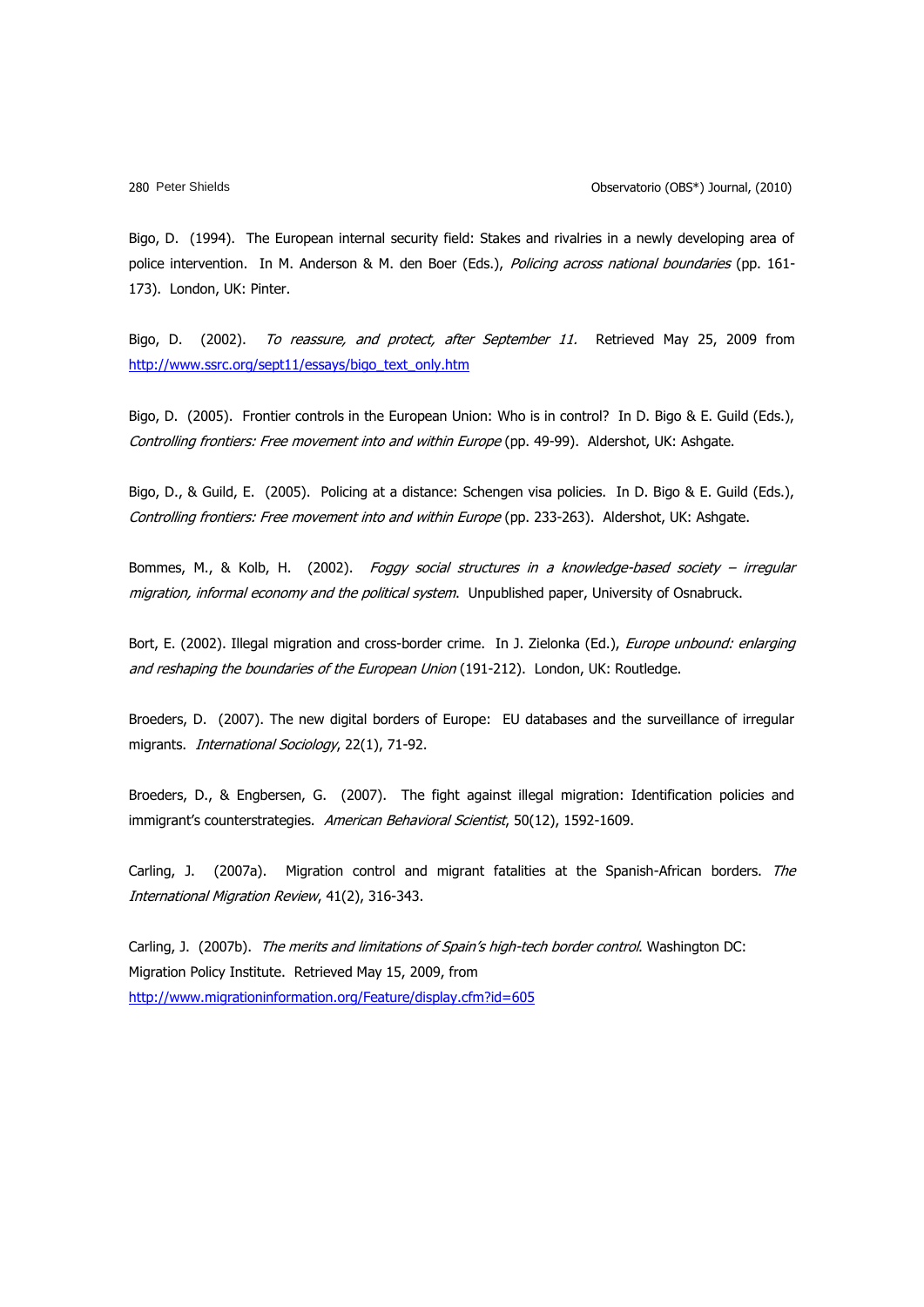Bigo, D. (1994). The European internal security field: Stakes and rivalries in a newly developing area of police intervention. In M. Anderson & M. den Boer (Eds.), *Policing across national boundaries* (pp. 161-173). London, UK: Pinter.

Bigo, D. (2002). *To reassure, and protect, after September 11.* Retrieved May 25, 2009 from http://www.ssrc.org/sept11/essays/bigo_text_only.htm

Bigo, D. (2005). Frontier controls in the European Union: Who is in control? In D. Bigo & E. Guild (Eds.), *Controlling frontiers: Free movement into and within Europe* (pp. 49-99). Aldershot, UK: Ashgate.

Bigo, D., & Guild, E. (2005). Policing at a distance: Schengen visa policies. In D. Bigo & E. Guild (Eds.), *Controlling frontiers: Free movement into and within Europe* (pp. 233-263). Aldershot, UK: Ashgate.

Bommes, M., & Kolb, H. (2002). *Foggy social structures in a knowledge-based society – irregular migration, informal economy and the political system*. Unpublished paper, University of Osnabruck.

Bort, E. (2002). Illegal migration and cross-border crime. In J. Zielonka (Ed.), *Europe unbound: enlarging and reshaping the boundaries of the European Union* (191-212). London, UK: Routledge.

Broeders, D. (2007). The new digital borders of Europe: EU databases and the surveillance of irregular migrants. *International Sociology*, 22(1), 71-92.

Broeders, D., & Engbersen, G. (2007). The fight against illegal migration: Identification policies and immigrant's counterstrategies. *American Behavioral Scientist*, 50(12), 1592-1609.

Carling, J. (2007a). Migration control and migrant fatalities at the Spanish-African borders. *The International Migration Review*, 41(2), 316-343.

Carling, J. (2007b). *The merits and limitations of Spain's high-tech border control*. Washington DC: Migration Policy Institute. Retrieved May 15, 2009, from http://www.migrationinformation.org/Feature/display.cfm?id=605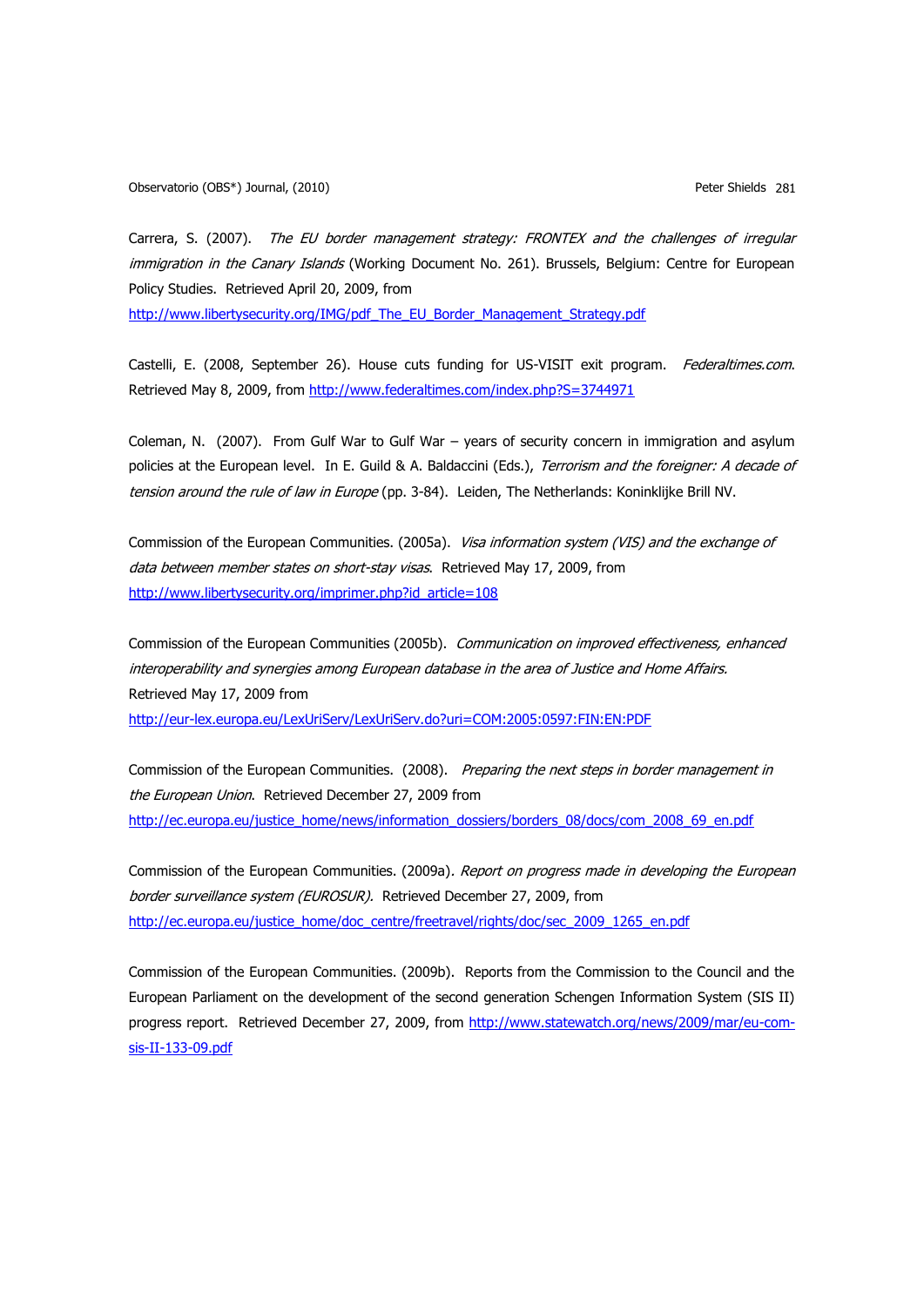Carrera, S. (2007). *The EU border management strategy: FRONTEX and the challenges of irregular immigration in the Canary Islands* (Working Document No. 261). Brussels, Belgium: Centre for European Policy Studies. Retrieved April 20, 2009, from http://www.libertysecurity.org/IMG/pdf_The_EU_Border_Management_Strategy.pdf

Castelli, E. (2008, September 26). House cuts funding for US-VISIT exit program. *Federaltimes.com*. Retrieved May 8, 2009, from http://www.federaltimes.com/index.php?S=3744971

Coleman, N. (2007). From Gulf War to Gulf War – years of security concern in immigration and asylum policies at the European level. In E. Guild & A. Baldaccini (Eds.), *Terrorism and the foreigner: A decade of tension around the rule of law in Europe* (pp. 3-84). Leiden, The Netherlands: Koninklijke Brill NV.

Commission of the European Communities. (2005a). *Visa information system (VIS) and the exchange of data between member states on short-stay visas*. Retrieved May 17, 2009, from http://www.libertysecurity.org/imprimer.php?id_article=108

Commission of the European Communities (2005b). *Communication on improved effectiveness, enhanced interoperability and synergies among European database in the area of Justice and Home Affairs.* Retrieved May 17, 2009 from http://eur-lex.europa.eu/LexUriServ/LexUriServ.do?uri=COM:2005:0597:FIN:EN:PDF

Commission of the European Communities. (2008). *Preparing the next steps in border management in the European Union*. Retrieved December 27, 2009 from http://ec.europa.eu/justice_home/news/information_dossiers/borders_08/docs/com_2008_69_en.pdf

Commission of the European Communities. (2009a). *Report on progress made in developing the European border surveillance system (EUROSUR).* Retrieved December 27, 2009, from http://ec.europa.eu/justice_home/doc_centre/freetravel/rights/doc/sec_2009_1265_en.pdf

Commission of the European Communities. (2009b). Reports from the Commission to the Council and the European Parliament on the development of the second generation Schengen Information System (SIS II) progress report. Retrieved December 27, 2009, from http://www.statewatch.org/news/2009/mar/eu-com-sis-II-133-09.pdf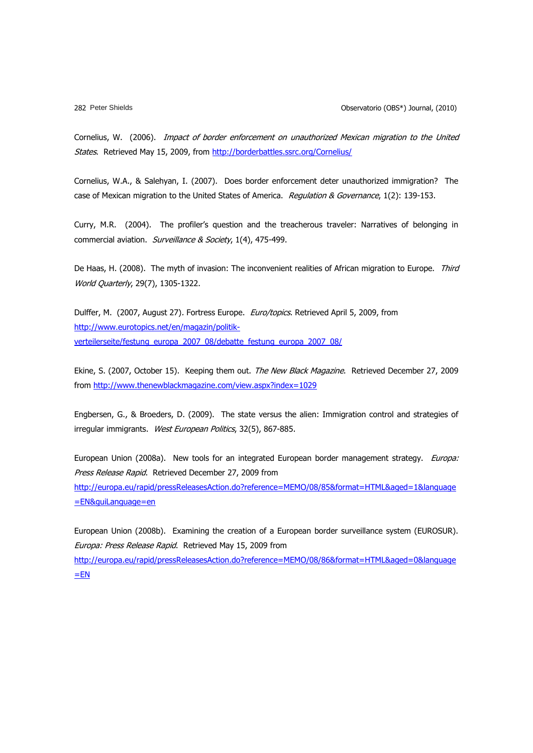Cornelius, W. (2006). *Impact of border enforcement on unauthorized Mexican migration to the United States*. Retrieved May 15, 2009, from http://borderbattles.ssrc.org/Cornelius/

Cornelius, W.A., & Salehyan, I. (2007). Does border enforcement deter unauthorized immigration? The case of Mexican migration to the United States of America. *Regulation & Governance*, 1(2): 139-153.

Curry, M.R. (2004). The profiler's question and the treacherous traveler: Narratives of belonging in commercial aviation. *Surveillance & Society*, 1(4), 475-499.

De Haas, H. (2008). The myth of invasion: The inconvenient realities of African migration to Europe. *Third World Quarterly*, 29(7), 1305-1322.

Dulffer, M. (2007, August 27). Fortress Europe. *Euro/topics*. Retrieved April 5, 2009, from http://www.eurotopics.net/en/magazin/politik-verteilerseite/festung_europa_2007_08/debatte_festung_europa_2007_08/

Ekine, S. (2007, October 15). Keeping them out. *The New Black Magazine*. Retrieved December 27, 2009 from http://www.thenewblackmagazine.com/view.aspx?index=1029

Engbersen, G., & Broeders, D. (2009). The state versus the alien: Immigration control and strategies of irregular immigrants. *West European Politics*, 32(5), 867-885.

European Union (2008a). New tools for an integrated European border management strategy. *Europa: Press Release Rapid*. Retrieved December 27, 2009 from http://europa.eu/rapid/pressReleasesAction.do?reference=MEMO/08/85&format=HTML&aged=1&language=EN&guiLanguage=en

European Union (2008b). Examining the creation of a European border surveillance system (EUROSUR). *Europa: Press Release Rapid*. Retrieved May 15, 2009 from http://europa.eu/rapid/pressReleasesAction.do?reference=MEMO/08/86&format=HTML&aged=0&language=EN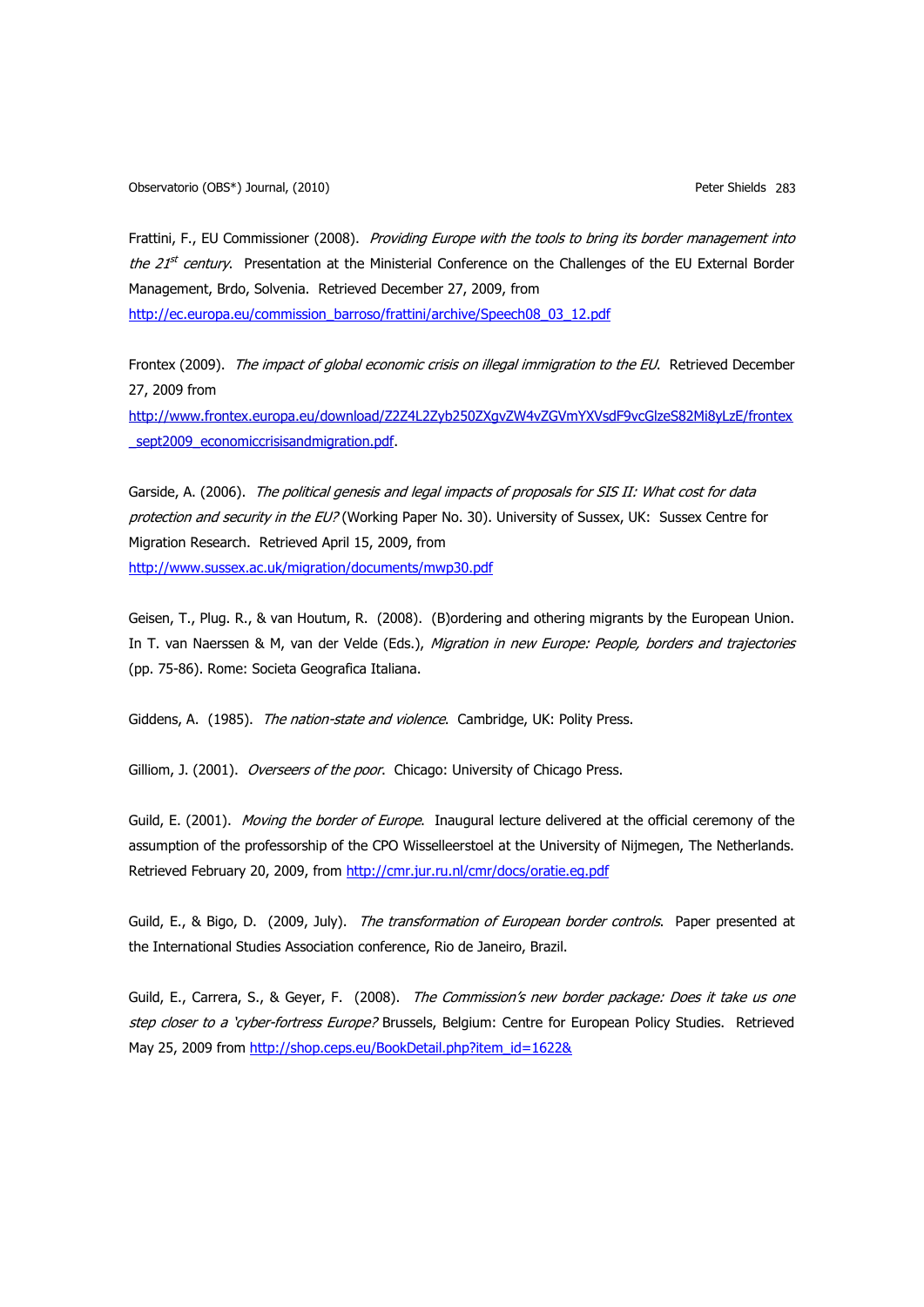Frattini, F., EU Commissioner (2008). *Providing Europe with the tools to bring its border management into the 21st century*. Presentation at the Ministerial Conference on the Challenges of the EU External Border Management, Brdo, Solvenia. Retrieved December 27, 2009, from http://ec.europa.eu/commission_barroso/frattini/archive/Speech08_03_12.pdf

Frontex (2009). *The impact of global economic crisis on illegal immigration to the EU*. Retrieved December 27, 2009 from http://www.frontex.europa.eu/download/Z2Z4L2Zyb250ZXgvZW4vZGVmYXVsdF9vcGlzeS82Mi8yLzE/frontex_sept2009_economiccrisisandmigration.pdf.

Garside, A. (2006). *The political genesis and legal impacts of proposals for SIS II: What cost for data protection and security in the EU?* (Working Paper No. 30). University of Sussex, UK: Sussex Centre for Migration Research. Retrieved April 15, 2009, from http://www.sussex.ac.uk/migration/documents/mwp30.pdf

Geisen, T., Plug. R., & van Houtum, R. (2008). (B)ordering and othering migrants by the European Union. In T. van Naerssen & M, van der Velde (Eds.), *Migration in new Europe: People, borders and trajectories* (pp. 75-86). Rome: Societa Geografica Italiana.

Giddens, A. (1985). *The nation-state and violence*. Cambridge, UK: Polity Press.

Gilliom, J. (2001). *Overseers of the poor*. Chicago: University of Chicago Press.

Guild, E. (2001). *Moving the border of Europe*. Inaugural lecture delivered at the official ceremony of the assumption of the professorship of the CPO Wisselleerstoel at the University of Nijmegen, The Netherlands. Retrieved February 20, 2009, from http://cmr.jur.ru.nl/cmr/docs/oratie.eg.pdf

Guild, E., & Bigo, D. (2009, July). *The transformation of European border controls*. Paper presented at the International Studies Association conference, Rio de Janeiro, Brazil.

Guild, E., Carrera, S., & Geyer, F. (2008). *The Commission's new border package: Does it take us one step closer to a 'cyber-fortress Europe?* Brussels, Belgium: Centre for European Policy Studies. Retrieved May 25, 2009 from http://shop.ceps.eu/BookDetail.php?item_id=1622&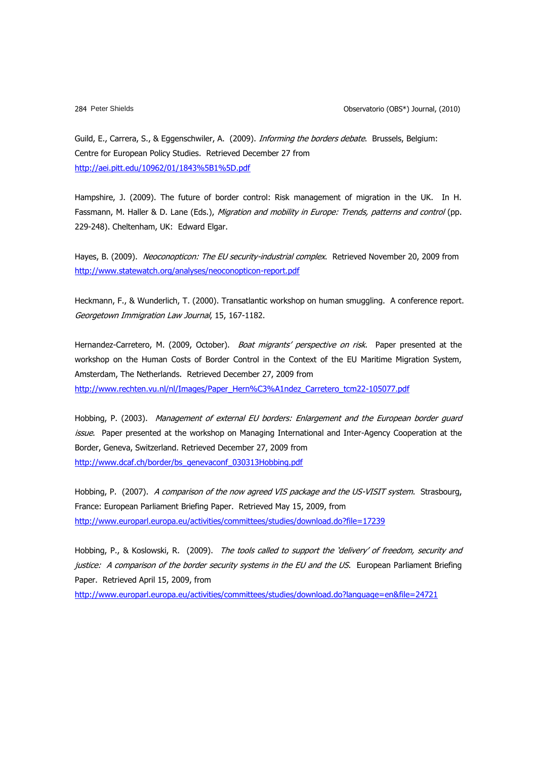Guild, E., Carrera, S., & Eggenschwiler, A. (2009). *Informing the borders debate*. Brussels, Belgium: Centre for European Policy Studies. Retrieved December 27 from http://aei.pitt.edu/10962/01/1843%5B1%5D.pdf

Hampshire, J. (2009). The future of border control: Risk management of migration in the UK. In H. Fassmann, M. Haller & D. Lane (Eds.), *Migration and mobility in Europe: Trends, patterns and control* (pp. 229-248). Cheltenham, UK: Edward Elgar.

Hayes, B. (2009). *Neoconopticon: The EU security-industrial complex*. Retrieved November 20, 2009 from http://www.statewatch.org/analyses/neoconopticon-report.pdf

Heckmann, F., & Wunderlich, T. (2000). Transatlantic workshop on human smuggling. A conference report. *Georgetown Immigration Law Journal*, 15, 167-1182.

Hernandez-Carretero, M. (2009, October). *Boat migrants' perspective on risk*. Paper presented at the workshop on the Human Costs of Border Control in the Context of the EU Maritime Migration System, Amsterdam, The Netherlands. Retrieved December 27, 2009 from http://www.rechten.vu.nl/nl/Images/Paper_Hern%C3%A1ndez_Carretero_tcm22-105077.pdf

Hobbing, P. (2003). *Management of external EU borders: Enlargement and the European border guard issue*. Paper presented at the workshop on Managing International and Inter-Agency Cooperation at the Border, Geneva, Switzerland. Retrieved December 27, 2009 from http://www.dcaf.ch/border/bs_genevaconf_030313Hobbing.pdf

Hobbing, P. (2007). *A comparison of the now agreed VIS package and the US-VISIT system*. Strasbourg, France: European Parliament Briefing Paper. Retrieved May 15, 2009, from http://www.europarl.europa.eu/activities/committees/studies/download.do?file=17239

Hobbing, P., & Koslowski, R. (2009). *The tools called to support the 'delivery' of freedom, security and justice: A comparison of the border security systems in the EU and the US*. European Parliament Briefing Paper. Retrieved April 15, 2009, from http://www.europarl.europa.eu/activities/committees/studies/download.do?language=en&file=24721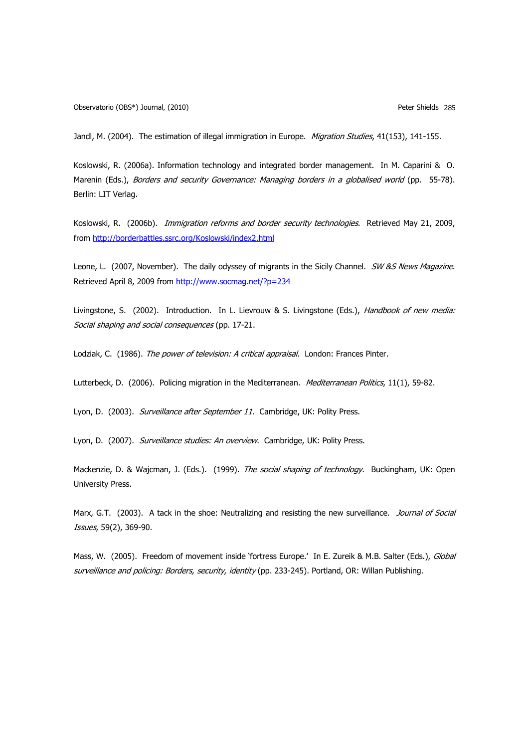Jandl, M. (2004). The estimation of illegal immigration in Europe. *Migration Studies*, 41(153), 141-155.

Koslowski, R. (2006a). Information technology and integrated border management. In M. Caparini & O. Marenin (Eds.), *Borders and security Governance: Managing borders in a globalised world* (pp. 55-78). Berlin: LIT Verlag.

Koslowski, R. (2006b). *Immigration reforms and border security technologies*. Retrieved May 21, 2009, from http://borderbattles.ssrc.org/Koslowski/index2.html

Leone, L. (2007, November). The daily odyssey of migrants in the Sicily Channel. *SW &S News Magazine*. Retrieved April 8, 2009 from http://www.socmag.net/?p=234

Livingstone, S. (2002). Introduction. In L. Lievrouw & S. Livingstone (Eds.), *Handbook of new media: Social shaping and social consequences* (pp. 17-21.

Lodziak, C. (1986). *The power of television: A critical appraisal*. London: Frances Pinter.

Lutterbeck, D. (2006). Policing migration in the Mediterranean. *Mediterranean Politics*, 11(1), 59-82.

Lyon, D. (2003). *Surveillance after September 11.* Cambridge, UK: Polity Press.

Lyon, D. (2007). *Surveillance studies: An overview.* Cambridge, UK: Polity Press.

Mackenzie, D. & Wajcman, J. (Eds.). (1999). *The social shaping of technology*. Buckingham, UK: Open University Press.

Marx, G.T. (2003). A tack in the shoe: Neutralizing and resisting the new surveillance. *Journal of Social Issues*, 59(2), 369-90.

Mass, W. (2005). Freedom of movement inside 'fortress Europe.' In E. Zureik & M.B. Salter (Eds.), *Global surveillance and policing: Borders, security, identity* (pp. 233-245). Portland, OR: Willan Publishing.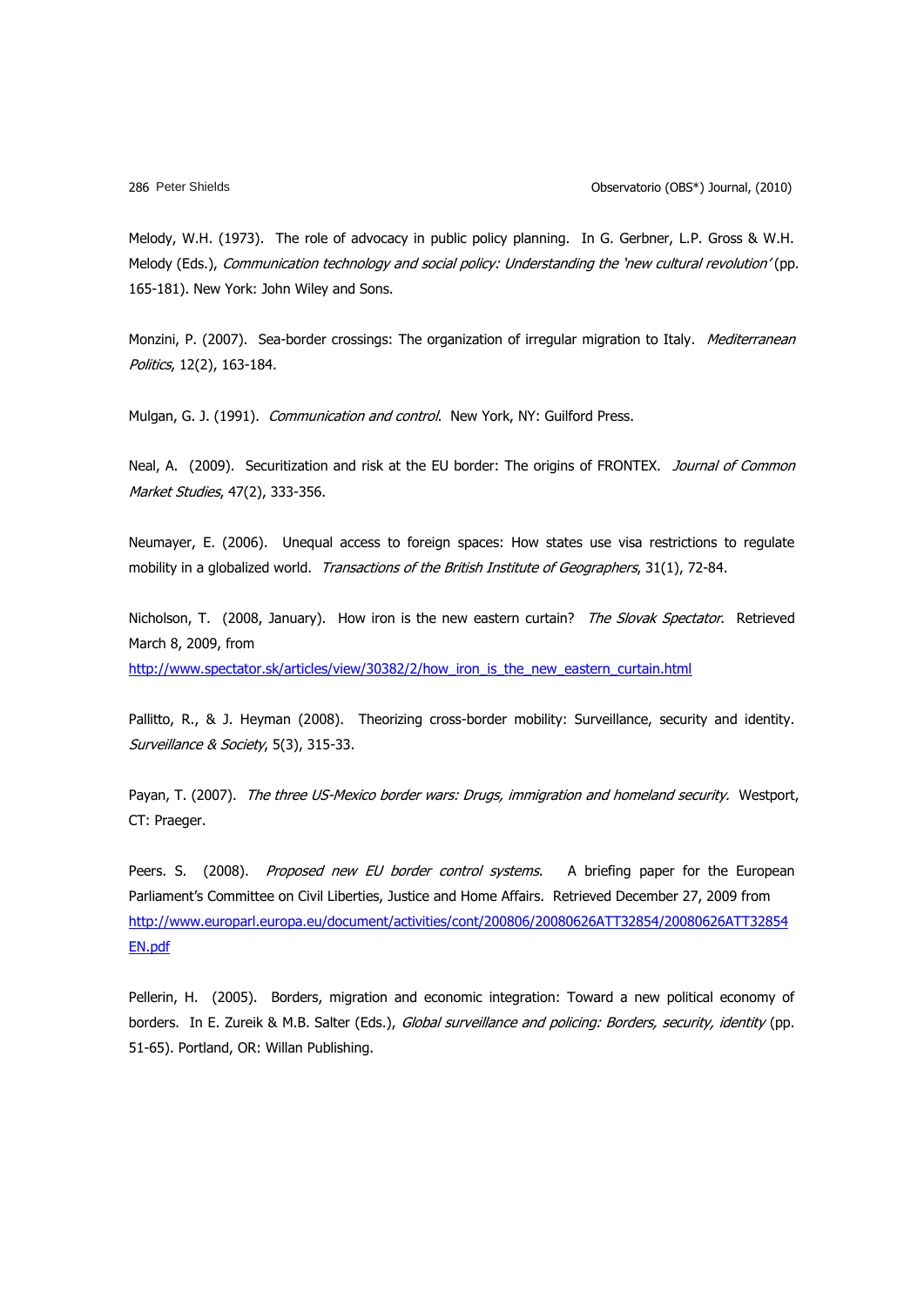Melody, W.H. (1973). The role of advocacy in public policy planning. In G. Gerbner, L.P. Gross & W.H. Melody (Eds.), *Communication technology and social policy: Understanding the 'new cultural revolution'* (pp. 165-181). New York: John Wiley and Sons.

Monzini, P. (2007). Sea-border crossings: The organization of irregular migration to Italy. *Mediterranean Politics*, 12(2), 163-184.

Mulgan, G. J. (1991). *Communication and control*. New York, NY: Guilford Press.

Neal, A. (2009). Securitization and risk at the EU border: The origins of FRONTEX. *Journal of Common Market Studies*, 47(2), 333-356.

Neumayer, E. (2006). Unequal access to foreign spaces: How states use visa restrictions to regulate mobility in a globalized world. *Transactions of the British Institute of Geographers*, 31(1), 72-84.

Nicholson, T. (2008, January). How iron is the new eastern curtain? *The Slovak Spectator*. Retrieved March 8, 2009, from http://www.spectator.sk/articles/view/30382/2/how_iron_is_the_new_eastern_curtain.html

Pallitto, R., & J. Heyman (2008). Theorizing cross-border mobility: Surveillance, security and identity. *Surveillance & Society*, 5(3), 315-33.

Payan, T. (2007). *The three US-Mexico border wars: Drugs, immigration and homeland security.* Westport, CT: Praeger.

Peers. S. (2008). *Proposed new EU border control systems*. A briefing paper for the European Parliament's Committee on Civil Liberties, Justice and Home Affairs. Retrieved December 27, 2009 from http://www.europarl.europa.eu/document/activities/cont/200806/20080626ATT32854/20080626ATT32854EN.pdf

Pellerin, H. (2005). Borders, migration and economic integration: Toward a new political economy of borders. In E. Zureik & M.B. Salter (Eds.), *Global surveillance and policing: Borders, security, identity* (pp. 51-65). Portland, OR: Willan Publishing.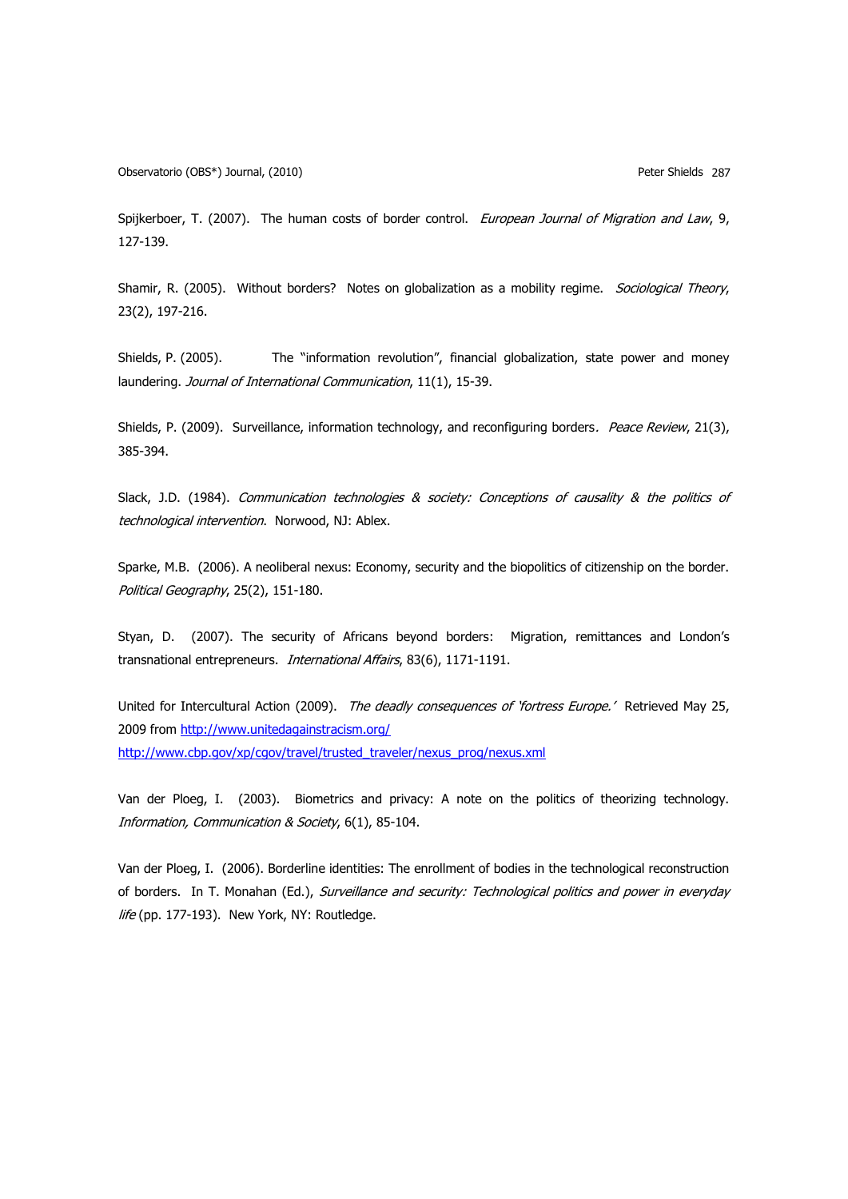Spijkerboer, T. (2007). The human costs of border control. *European Journal of Migration and Law*, 9, 127-139.

Shamir, R. (2005). Without borders? Notes on globalization as a mobility regime. *Sociological Theory*, 23(2), 197-216.

Shields, P. (2005). The "information revolution", financial globalization, state power and money laundering. *Journal of International Communication*, 11(1), 15-39.

Shields, P. (2009). Surveillance, information technology, and reconfiguring borders. *Peace Review*, 21(3), 385-394.

Slack, J.D. (1984). *Communication technologies & society: Conceptions of causality & the politics of technological intervention*. Norwood, NJ: Ablex.

Sparke, M.B. (2006). A neoliberal nexus: Economy, security and the biopolitics of citizenship on the border. *Political Geography*, 25(2), 151-180.

Styan, D. (2007). The security of Africans beyond borders: Migration, remittances and London's transnational entrepreneurs. *International Affairs*, 83(6), 1171-1191.

United for Intercultural Action (2009). *The deadly consequences of 'fortress Europe.'* Retrieved May 25, 2009 from http://www.unitedagainstracism.org/
http://www.cbp.gov/xp/cgov/travel/trusted_traveler/nexus_prog/nexus.xml

Van der Ploeg, I. (2003). Biometrics and privacy: A note on the politics of theorizing technology. *Information, Communication & Society*, 6(1), 85-104.

Van der Ploeg, I. (2006). Borderline identities: The enrollment of bodies in the technological reconstruction of borders. In T. Monahan (Ed.), *Surveillance and security: Technological politics and power in everyday life* (pp. 177-193). New York, NY: Routledge.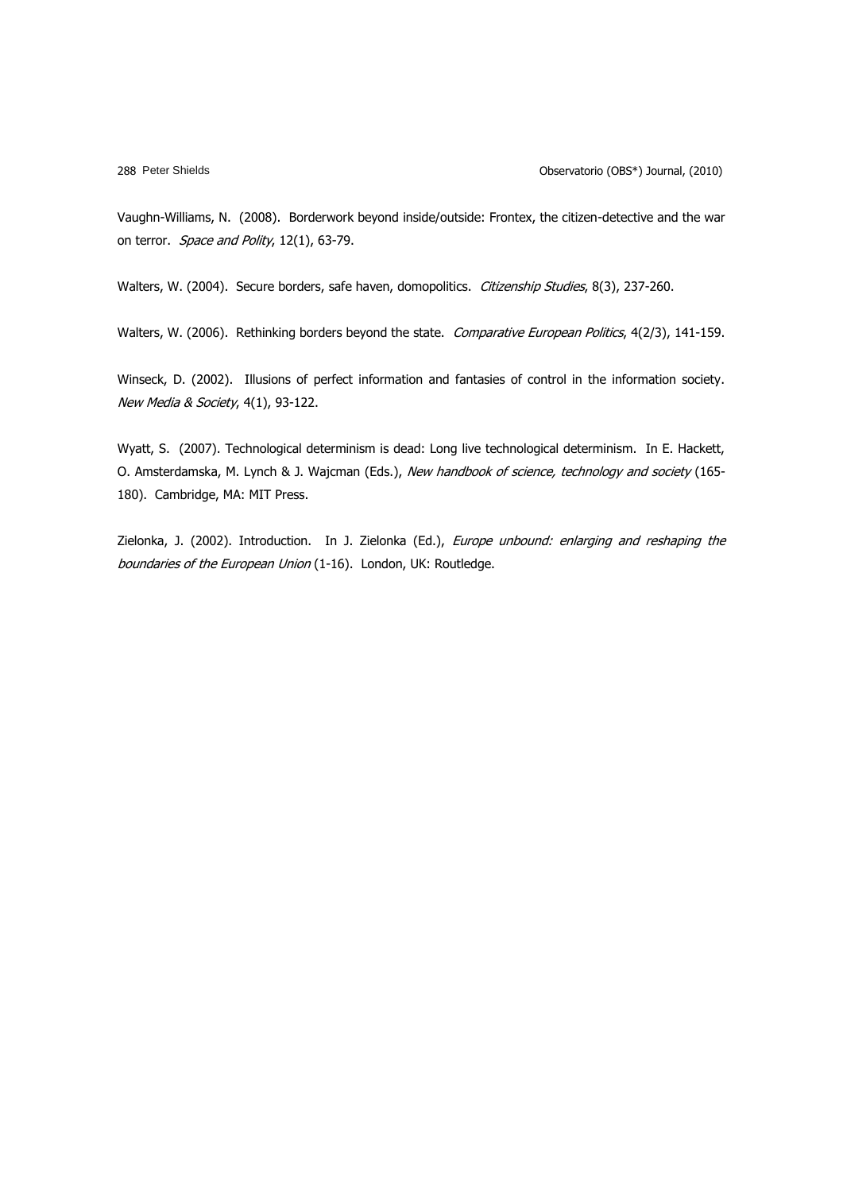Vaughn-Williams, N. (2008). Borderwork beyond inside/outside: Frontex, the citizen-detective and the war on terror. *Space and Polity*, 12(1), 63-79.

Walters, W. (2004). Secure borders, safe haven, domopolitics. *Citizenship Studies*, 8(3), 237-260.

Walters, W. (2006). Rethinking borders beyond the state. *Comparative European Politics*, 4(2/3), 141-159.

Winseck, D. (2002). Illusions of perfect information and fantasies of control in the information society. *New Media & Society*, 4(1), 93-122.

Wyatt, S. (2007). Technological determinism is dead: Long live technological determinism. In E. Hackett, O. Amsterdamska, M. Lynch & J. Wajcman (Eds.), *New handbook of science, technology and society* (165-180). Cambridge, MA: MIT Press.

Zielonka, J. (2002). Introduction. In J. Zielonka (Ed.), *Europe unbound: enlarging and reshaping the boundaries of the European Union* (1-16). London, UK: Routledge.